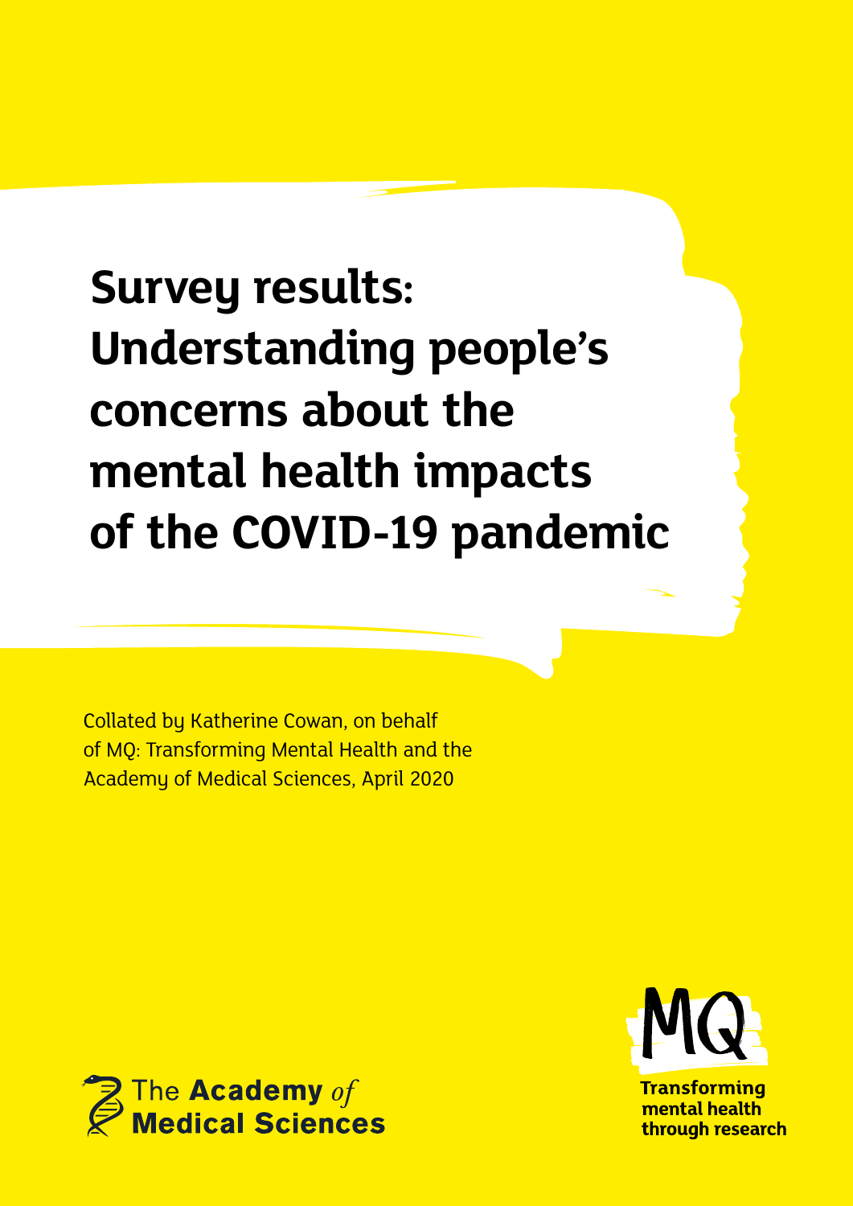# Survey results: Understanding people's concerns about the mental health impacts of the COVID-19 pandemic

Collated by Katherine Cowan, on behalf of MQ: Transforming Mental Health and the Academy of Medical Sciences, April 2020

The Academy of Medical Sciences

MQ

Transforming mental health through research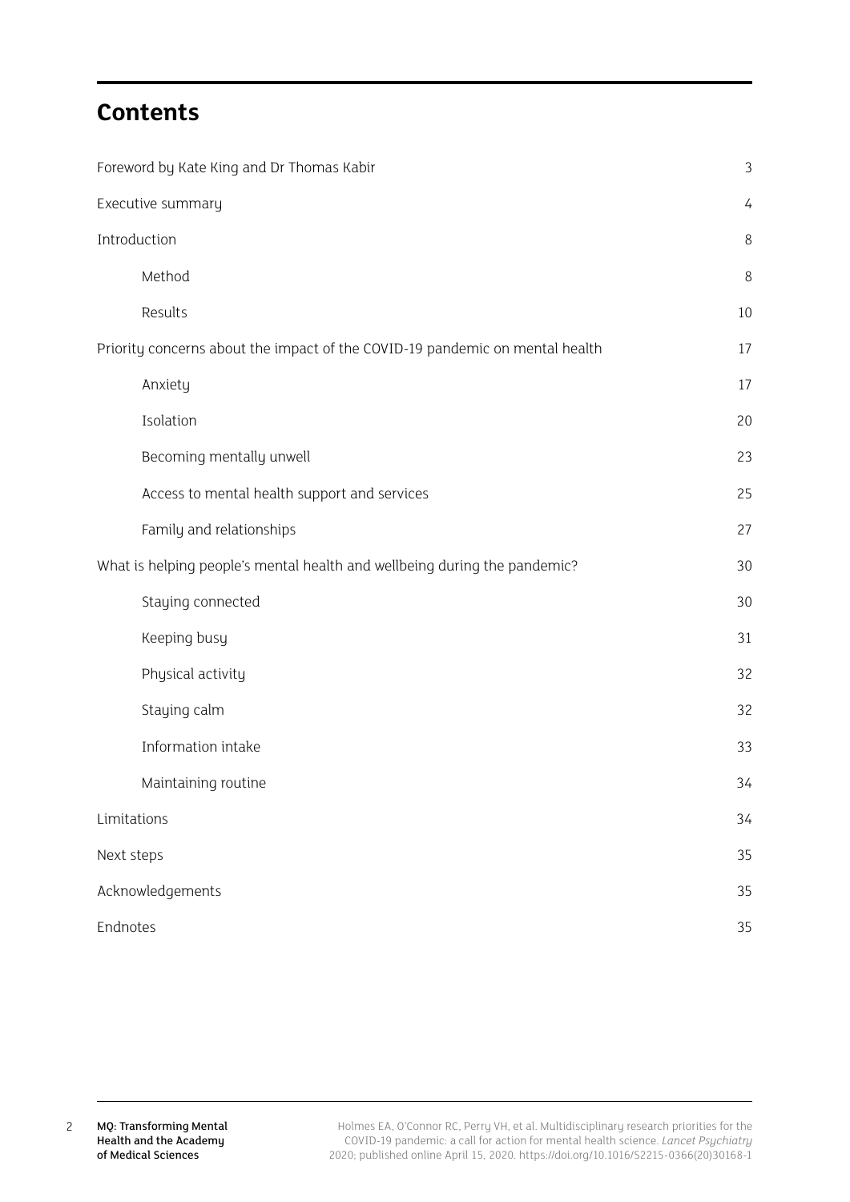# Contents

| | |
|---|---|
| Foreword by Kate King and Dr Thomas Kabir | 3 |
| Executive summary | 4 |
| Introduction | 8 |
| &nbsp;&nbsp;&nbsp;&nbsp;Method | 8 |
| &nbsp;&nbsp;&nbsp;&nbsp;Results | 10 |
| Priority concerns about the impact of the COVID-19 pandemic on mental health | 17 |
| &nbsp;&nbsp;&nbsp;&nbsp;Anxiety | 17 |
| &nbsp;&nbsp;&nbsp;&nbsp;Isolation | 20 |
| &nbsp;&nbsp;&nbsp;&nbsp;Becoming mentally unwell | 23 |
| &nbsp;&nbsp;&nbsp;&nbsp;Access to mental health support and services | 25 |
| &nbsp;&nbsp;&nbsp;&nbsp;Family and relationships | 27 |
| What is helping people's mental health and wellbeing during the pandemic? | 30 |
| &nbsp;&nbsp;&nbsp;&nbsp;Staying connected | 30 |
| &nbsp;&nbsp;&nbsp;&nbsp;Keeping busy | 31 |
| &nbsp;&nbsp;&nbsp;&nbsp;Physical activity | 32 |
| &nbsp;&nbsp;&nbsp;&nbsp;Staying calm | 32 |
| &nbsp;&nbsp;&nbsp;&nbsp;Information intake | 33 |
| &nbsp;&nbsp;&nbsp;&nbsp;Maintaining routine | 34 |
| Limitations | 34 |
| Next steps | 35 |
| Acknowledgements | 35 |
| Endnotes | 35 |

Holmes EA, O'Connor RC, Perry VH, et al. Multidisciplinary research priorities for the COVID-19 pandemic: a call for action for mental health science. *Lancet Psychiatry* 2020; published online April 15, 2020. https://doi.org/10.1016/S2215-0366(20)30168-1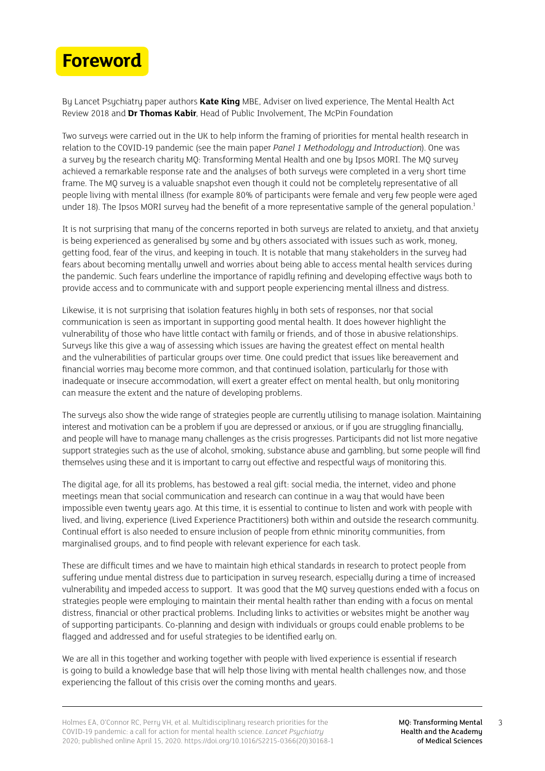# Foreword

By Lancet Psychiatry paper authors **Kate King** MBE, Adviser on lived experience, The Mental Health Act Review 2018 and **Dr Thomas Kabir**, Head of Public Involvement, The McPin Foundation

Two surveys were carried out in the UK to help inform the framing of priorities for mental health research in relation to the COVID-19 pandemic (see the main paper *Panel 1 Methodology and Introduction*). One was a survey by the research charity MQ: Transforming Mental Health and one by Ipsos MORI. The MQ survey achieved a remarkable response rate and the analyses of both surveys were completed in a very short time frame. The MQ survey is a valuable snapshot even though it could not be completely representative of all people living with mental illness (for example 80% of participants were female and very few people were aged under 18). The Ipsos MORI survey had the benefit of a more representative sample of the general population.[1]

It is not surprising that many of the concerns reported in both surveys are related to anxiety, and that anxiety is being experienced as generalised by some and by others associated with issues such as work, money, getting food, fear of the virus, and keeping in touch. It is notable that many stakeholders in the survey had fears about becoming mentally unwell and worries about being able to access mental health services during the pandemic. Such fears underline the importance of rapidly refining and developing effective ways both to provide access and to communicate with and support people experiencing mental illness and distress.

Likewise, it is not surprising that isolation features highly in both sets of responses, nor that social communication is seen as important in supporting good mental health. It does however highlight the vulnerability of those who have little contact with family or friends, and of those in abusive relationships. Surveys like this give a way of assessing which issues are having the greatest effect on mental health and the vulnerabilities of particular groups over time. One could predict that issues like bereavement and financial worries may become more common, and that continued isolation, particularly for those with inadequate or insecure accommodation, will exert a greater effect on mental health, but only monitoring can measure the extent and the nature of developing problems.

The surveys also show the wide range of strategies people are currently utilising to manage isolation. Maintaining interest and motivation can be a problem if you are depressed or anxious, or if you are struggling financially, and people will have to manage many challenges as the crisis progresses. Participants did not list more negative support strategies such as the use of alcohol, smoking, substance abuse and gambling, but some people will find themselves using these and it is important to carry out effective and respectful ways of monitoring this.

The digital age, for all its problems, has bestowed a real gift: social media, the internet, video and phone meetings mean that social communication and research can continue in a way that would have been impossible even twenty years ago. At this time, it is essential to continue to listen and work with people with lived, and living, experience (Lived Experience Practitioners) both within and outside the research community. Continual effort is also needed to ensure inclusion of people from ethnic minority communities, from marginalised groups, and to find people with relevant experience for each task.

These are difficult times and we have to maintain high ethical standards in research to protect people from suffering undue mental distress due to participation in survey research, especially during a time of increased vulnerability and impeded access to support. It was good that the MQ survey questions ended with a focus on strategies people were employing to maintain their mental health rather than ending with a focus on mental distress, financial or other practical problems. Including links to activities or websites might be another way of supporting participants. Co-planning and design with individuals or groups could enable problems to be flagged and addressed and for useful strategies to be identified early on.

We are all in this together and working together with people with lived experience is essential if research is going to build a knowledge base that will help those living with mental health challenges now, and those experiencing the fallout of this crisis over the coming months and years.

---

Holmes EA, O'Connor RC, Perry VH, et al. Multidisciplinary research priorities for the COVID-19 pandemic: a call for action for mental health science. *Lancet Psychiatry* 2020; published online April 15, 2020. https://doi.org/10.1016/S2215-0366(20)30168-1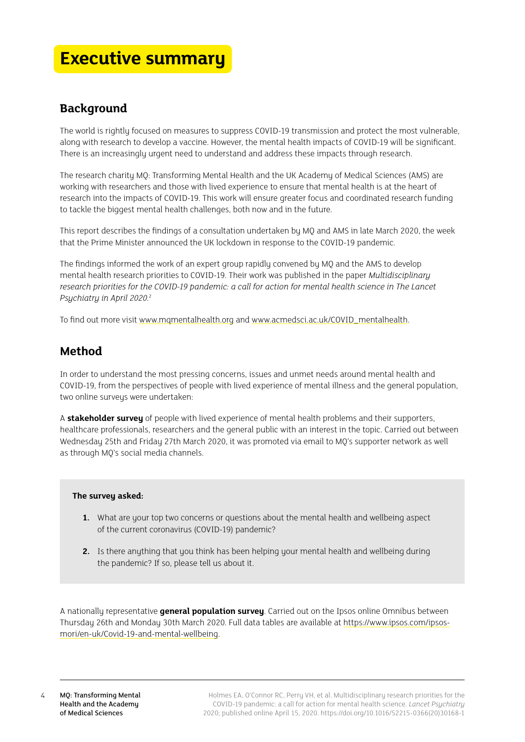# Executive summary

## Background

The world is rightly focused on measures to suppress COVID-19 transmission and protect the most vulnerable, along with research to develop a vaccine. However, the mental health impacts of COVID-19 will be significant. There is an increasingly urgent need to understand and address these impacts through research.

The research charity MQ: Transforming Mental Health and the UK Academy of Medical Sciences (AMS) are working with researchers and those with lived experience to ensure that mental health is at the heart of research into the impacts of COVID-19. This work will ensure greater focus and coordinated research funding to tackle the biggest mental health challenges, both now and in the future.

This report describes the findings of a consultation undertaken by MQ and AMS in late March 2020, the week that the Prime Minister announced the UK lockdown in response to the COVID-19 pandemic.

The findings informed the work of an expert group rapidly convened by MQ and the AMS to develop mental health research priorities to COVID-19. Their work was published in the paper *Multidisciplinary research priorities for the COVID-19 pandemic: a call for action for mental health science in The Lancet Psychiatry in April 2020.*[2]

To find out more visit www.mqmentalhealth.org and www.acmedsci.ac.uk/COVID_mentalhealth.

## Method

In order to understand the most pressing concerns, issues and unmet needs around mental health and COVID-19, from the perspectives of people with lived experience of mental illness and the general population, two online surveys were undertaken:

A **stakeholder survey** of people with lived experience of mental health problems and their supporters, healthcare professionals, researchers and the general public with an interest in the topic. Carried out between Wednesday 25th and Friday 27th March 2020, it was promoted via email to MQ's supporter network as well as through MQ's social media channels.

**The survey asked:**

1. What are your top two concerns or questions about the mental health and wellbeing aspect of the current coronavirus (COVID-19) pandemic?
2. Is there anything that you think has been helping your mental health and wellbeing during the pandemic? If so, please tell us about it.

A nationally representative **general population survey**. Carried out on the Ipsos online Omnibus between Thursday 26th and Monday 30th March 2020. Full data tables are available at https://www.ipsos.com/ipsos-mori/en-uk/Covid-19-and-mental-wellbeing.

Holmes EA, O'Connor RC, Perry VH, et al. Multidisciplinary research priorities for the COVID-19 pandemic: a call for action for mental health science. *Lancet Psychiatry* 2020; published online April 15, 2020. https://doi.org/10.1016/S2215-0366(20)30168-1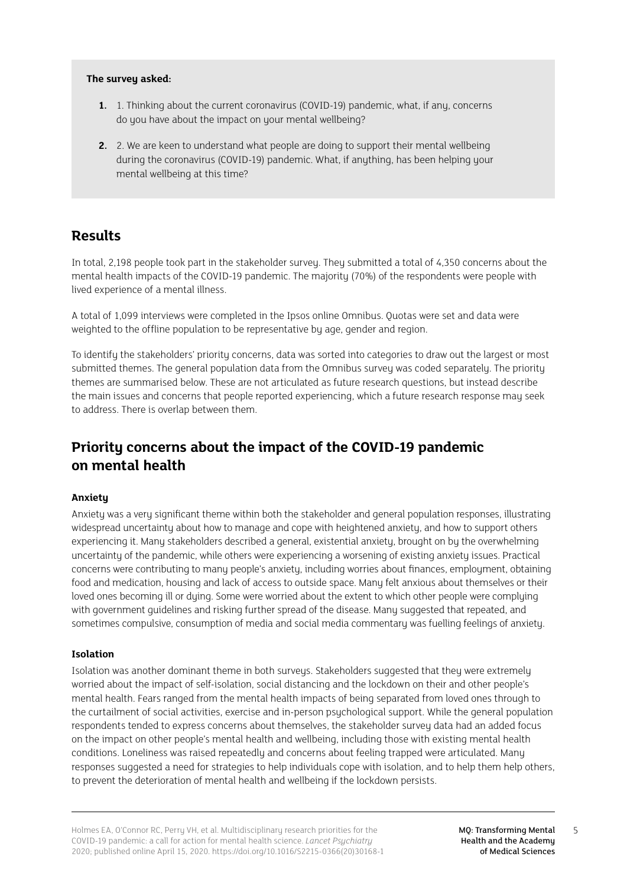**The survey asked:**

1. 1. Thinking about the current coronavirus (COVID-19) pandemic, what, if any, concerns do you have about the impact on your mental wellbeing?
2. 2. We are keen to understand what people are doing to support their mental wellbeing during the coronavirus (COVID-19) pandemic. What, if anything, has been helping your mental wellbeing at this time?

## Results

In total, 2,198 people took part in the stakeholder survey. They submitted a total of 4,350 concerns about the mental health impacts of the COVID-19 pandemic. The majority (70%) of the respondents were people with lived experience of a mental illness.

A total of 1,099 interviews were completed in the Ipsos online Omnibus. Quotas were set and data were weighted to the offline population to be representative by age, gender and region.

To identify the stakeholders' priority concerns, data was sorted into categories to draw out the largest or most submitted themes. The general population data from the Omnibus survey was coded separately. The priority themes are summarised below. These are not articulated as future research questions, but instead describe the main issues and concerns that people reported experiencing, which a future research response may seek to address. There is overlap between them.

## Priority concerns about the impact of the COVID-19 pandemic on mental health

### Anxiety

Anxiety was a very significant theme within both the stakeholder and general population responses, illustrating widespread uncertainty about how to manage and cope with heightened anxiety, and how to support others experiencing it. Many stakeholders described a general, existential anxiety, brought on by the overwhelming uncertainty of the pandemic, while others were experiencing a worsening of existing anxiety issues. Practical concerns were contributing to many people's anxiety, including worries about finances, employment, obtaining food and medication, housing and lack of access to outside space. Many felt anxious about themselves or their loved ones becoming ill or dying. Some were worried about the extent to which other people were complying with government guidelines and risking further spread of the disease. Many suggested that repeated, and sometimes compulsive, consumption of media and social media commentary was fuelling feelings of anxiety.

### Isolation

Isolation was another dominant theme in both surveys. Stakeholders suggested that they were extremely worried about the impact of self-isolation, social distancing and the lockdown on their and other people's mental health. Fears ranged from the mental health impacts of being separated from loved ones through to the curtailment of social activities, exercise and in-person psychological support. While the general population respondents tended to express concerns about themselves, the stakeholder survey data had an added focus on the impact on other people's mental health and wellbeing, including those with existing mental health conditions. Loneliness was raised repeatedly and concerns about feeling trapped were articulated. Many responses suggested a need for strategies to help individuals cope with isolation, and to help them help others, to prevent the deterioration of mental health and wellbeing if the lockdown persists.

---

Holmes EA, O'Connor RC, Perry VH, et al. Multidisciplinary research priorities for the COVID-19 pandemic: a call for action for mental health science. *Lancet Psychiatry* 2020; published online April 15, 2020. https://doi.org/10.1016/S2215-0366(20)30168-1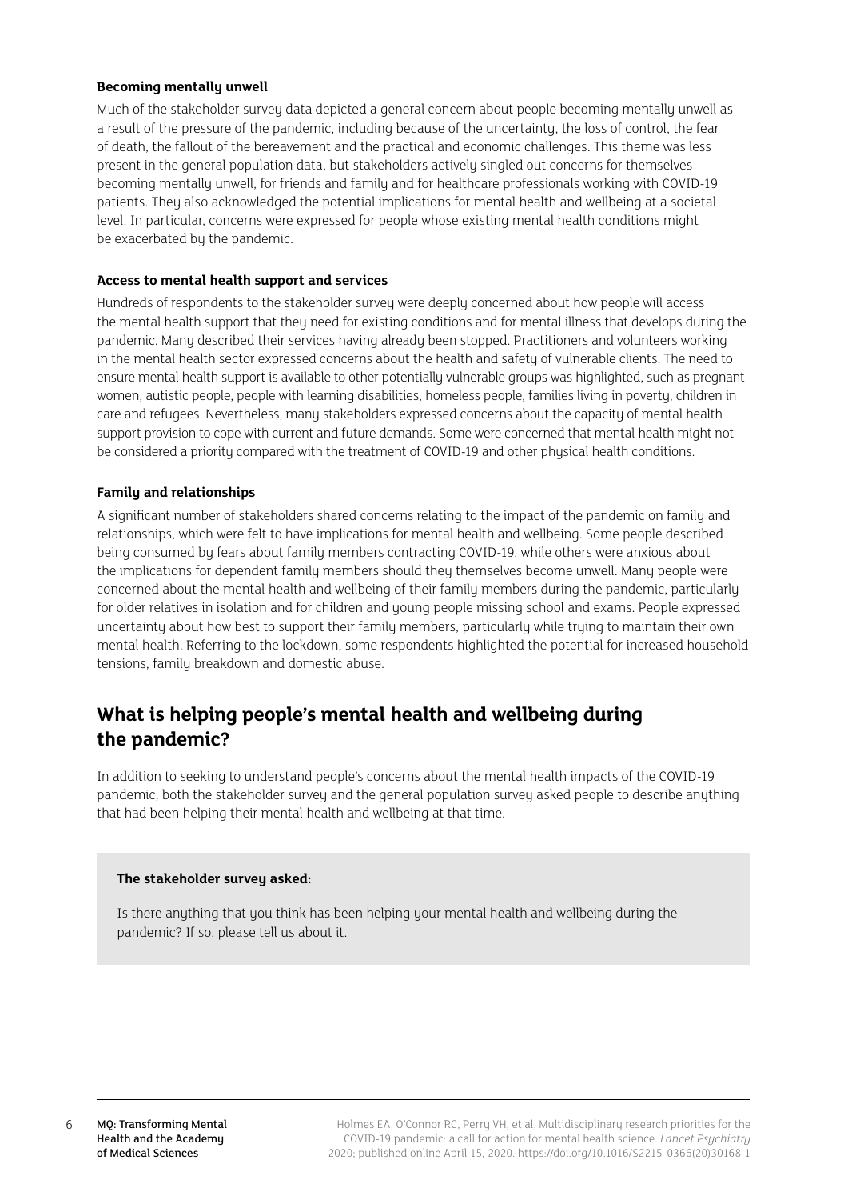### Becoming mentally unwell

Much of the stakeholder survey data depicted a general concern about people becoming mentally unwell as a result of the pressure of the pandemic, including because of the uncertainty, the loss of control, the fear of death, the fallout of the bereavement and the practical and economic challenges. This theme was less present in the general population data, but stakeholders actively singled out concerns for themselves becoming mentally unwell, for friends and family and for healthcare professionals working with COVID-19 patients. They also acknowledged the potential implications for mental health and wellbeing at a societal level. In particular, concerns were expressed for people whose existing mental health conditions might be exacerbated by the pandemic.

### Access to mental health support and services

Hundreds of respondents to the stakeholder survey were deeply concerned about how people will access the mental health support that they need for existing conditions and for mental illness that develops during the pandemic. Many described their services having already been stopped. Practitioners and volunteers working in the mental health sector expressed concerns about the health and safety of vulnerable clients. The need to ensure mental health support is available to other potentially vulnerable groups was highlighted, such as pregnant women, autistic people, people with learning disabilities, homeless people, families living in poverty, children in care and refugees. Nevertheless, many stakeholders expressed concerns about the capacity of mental health support provision to cope with current and future demands. Some were concerned that mental health might not be considered a priority compared with the treatment of COVID-19 and other physical health conditions.

### Family and relationships

A significant number of stakeholders shared concerns relating to the impact of the pandemic on family and relationships, which were felt to have implications for mental health and wellbeing. Some people described being consumed by fears about family members contracting COVID-19, while others were anxious about the implications for dependent family members should they themselves become unwell. Many people were concerned about the mental health and wellbeing of their family members during the pandemic, particularly for older relatives in isolation and for children and young people missing school and exams. People expressed uncertainty about how best to support their family members, particularly while trying to maintain their own mental health. Referring to the lockdown, some respondents highlighted the potential for increased household tensions, family breakdown and domestic abuse.

## What is helping people's mental health and wellbeing during the pandemic?

In addition to seeking to understand people's concerns about the mental health impacts of the COVID-19 pandemic, both the stakeholder survey and the general population survey asked people to describe anything that had been helping their mental health and wellbeing at that time.

**The stakeholder survey asked:**

Is there anything that you think has been helping your mental health and wellbeing during the pandemic? If so, please tell us about it.

Holmes EA, O'Connor RC, Perry VH, et al. Multidisciplinary research priorities for the COVID-19 pandemic: a call for action for mental health science. *Lancet Psychiatry* 2020; published online April 15, 2020. https://doi.org/10.1016/S2215-0366(20)30168-1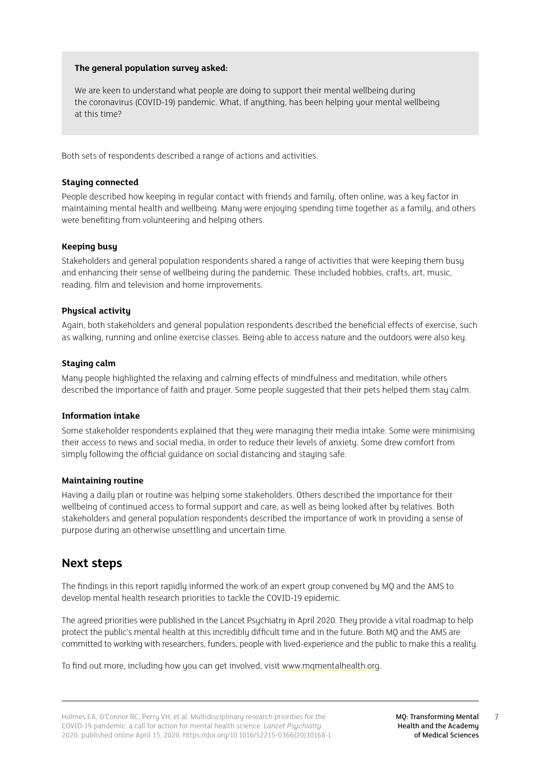**The general population survey asked:**

We are keen to understand what people are doing to support their mental wellbeing during the coronavirus (COVID-19) pandemic. What, if anything, has been helping your mental wellbeing at this time?

Both sets of respondents described a range of actions and activities.

**Staying connected**

People described how keeping in regular contact with friends and family, often online, was a key factor in maintaining mental health and wellbeing. Many were enjoying spending time together as a family, and others were benefiting from volunteering and helping others.

**Keeping busy**

Stakeholders and general population respondents shared a range of activities that were keeping them busy and enhancing their sense of wellbeing during the pandemic. These included hobbies, crafts, art, music, reading, film and television and home improvements.

**Physical activity**

Again, both stakeholders and general population respondents described the beneficial effects of exercise, such as walking, running and online exercise classes. Being able to access nature and the outdoors were also key.

**Staying calm**

Many people highlighted the relaxing and calming effects of mindfulness and meditation, while others described the importance of faith and prayer. Some people suggested that their pets helped them stay calm.

**Information intake**

Some stakeholder respondents explained that they were managing their media intake. Some were minimising their access to news and social media, in order to reduce their levels of anxiety. Some drew comfort from simply following the official guidance on social distancing and staying safe.

**Maintaining routine**

Having a daily plan or routine was helping some stakeholders. Others described the importance for their wellbeing of continued access to formal support and care, as well as being looked after by relatives. Both stakeholders and general population respondents described the importance of work in providing a sense of purpose during an otherwise unsettling and uncertain time.

## Next steps

The findings in this report rapidly informed the work of an expert group convened by MQ and the AMS to develop mental health research priorities to tackle the COVID-19 epidemic.

The agreed priorities were published in the Lancet Psychiatry in April 2020. They provide a vital roadmap to help protect the public's mental health at this incredibly difficult time and in the future. Both MQ and the AMS are committed to working with researchers, funders, people with lived-experience and the public to make this a reality.

To find out more, including how you can get involved, visit www.mqmentalhealth.org.

Holmes EA, O'Connor RC, Perry VH, et al. Multidisciplinary research priorities for the COVID-19 pandemic: a call for action for mental health science. *Lancet Psychiatry* 2020; published online April 15, 2020. https://doi.org/10.1016/S2215-0366(20)30168-1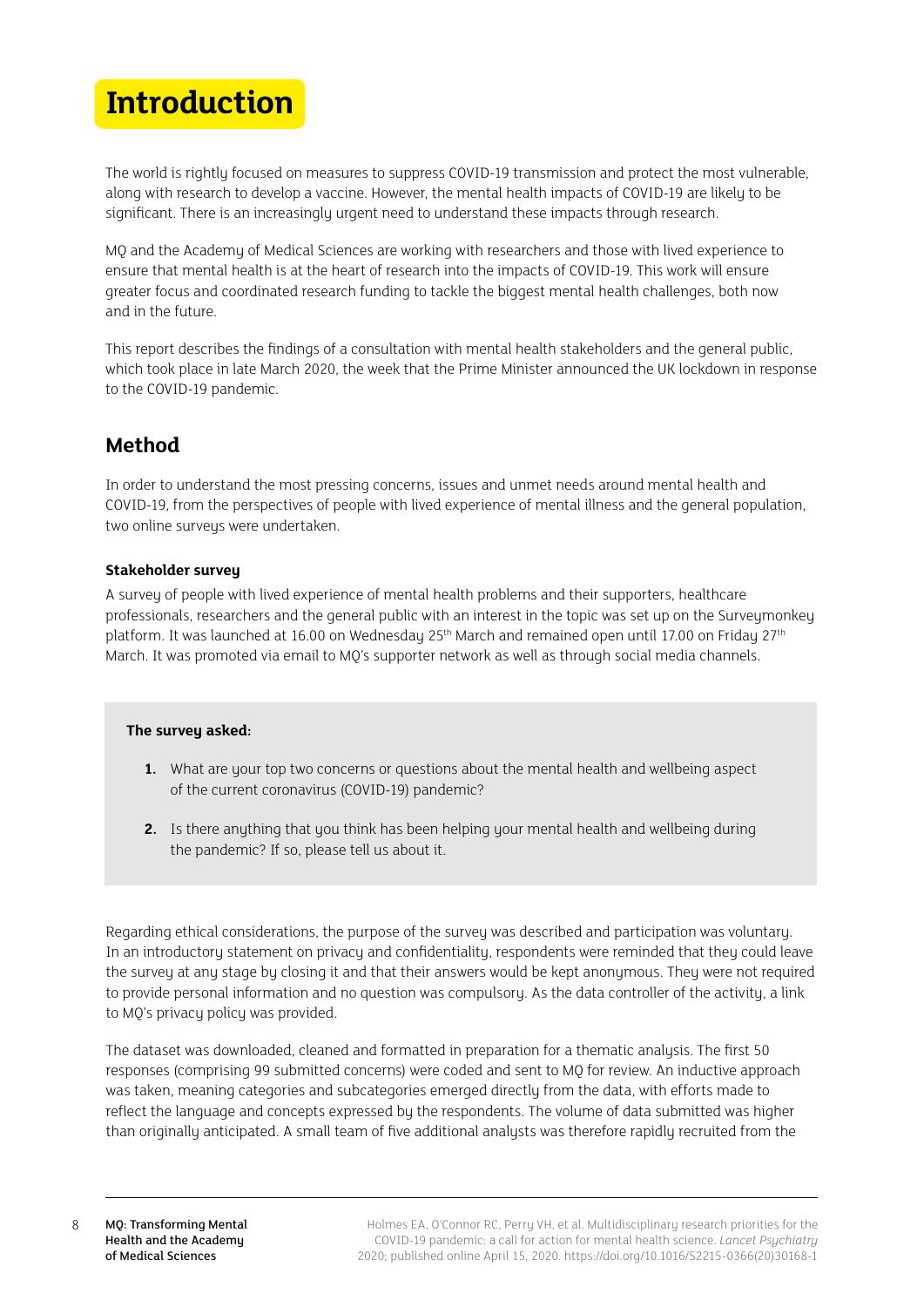# Introduction

The world is rightly focused on measures to suppress COVID-19 transmission and protect the most vulnerable, along with research to develop a vaccine. However, the mental health impacts of COVID-19 are likely to be significant. There is an increasingly urgent need to understand these impacts through research.

MQ and the Academy of Medical Sciences are working with researchers and those with lived experience to ensure that mental health is at the heart of research into the impacts of COVID-19. This work will ensure greater focus and coordinated research funding to tackle the biggest mental health challenges, both now and in the future.

This report describes the findings of a consultation with mental health stakeholders and the general public, which took place in late March 2020, the week that the Prime Minister announced the UK lockdown in response to the COVID-19 pandemic.

## Method

In order to understand the most pressing concerns, issues and unmet needs around mental health and COVID-19, from the perspectives of people with lived experience of mental illness and the general population, two online surveys were undertaken.

### Stakeholder survey

A survey of people with lived experience of mental health problems and their supporters, healthcare professionals, researchers and the general public with an interest in the topic was set up on the Surveymonkey platform. It was launched at 16.00 on Wednesday 25th March and remained open until 17.00 on Friday 27th March. It was promoted via email to MQ's supporter network as well as through social media channels.

**The survey asked:**

1. What are your top two concerns or questions about the mental health and wellbeing aspect of the current coronavirus (COVID-19) pandemic?
2. Is there anything that you think has been helping your mental health and wellbeing during the pandemic? If so, please tell us about it.

Regarding ethical considerations, the purpose of the survey was described and participation was voluntary. In an introductory statement on privacy and confidentiality, respondents were reminded that they could leave the survey at any stage by closing it and that their answers would be kept anonymous. They were not required to provide personal information and no question was compulsory. As the data controller of the activity, a link to MQ's privacy policy was provided.

The dataset was downloaded, cleaned and formatted in preparation for a thematic analysis. The first 50 responses (comprising 99 submitted concerns) were coded and sent to MQ for review. An inductive approach was taken, meaning categories and subcategories emerged directly from the data, with efforts made to reflect the language and concepts expressed by the respondents. The volume of data submitted was higher than originally anticipated. A small team of five additional analysts was therefore rapidly recruited from the

Holmes EA, O'Connor RC, Perry VH, et al. Multidisciplinary research priorities for the COVID-19 pandemic: a call for action for mental health science. *Lancet Psychiatry* 2020; published online April 15, 2020. https://doi.org/10.1016/S2215-0366(20)30168-1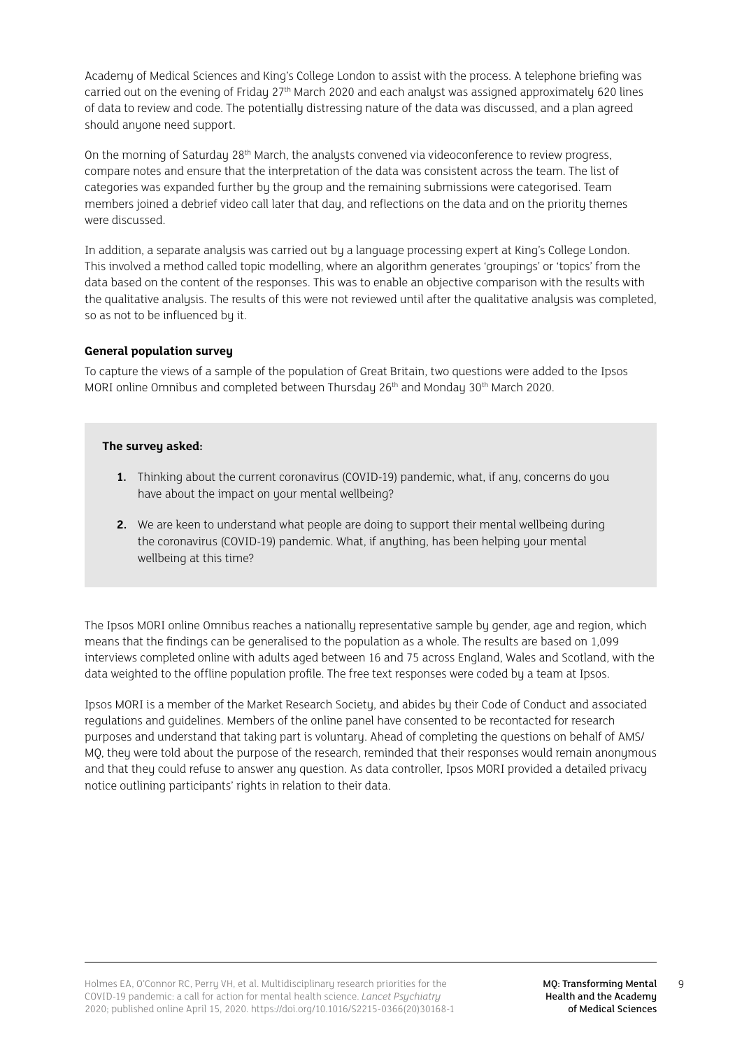Academy of Medical Sciences and King's College London to assist with the process. A telephone briefing was carried out on the evening of Friday 27th March 2020 and each analyst was assigned approximately 620 lines of data to review and code. The potentially distressing nature of the data was discussed, and a plan agreed should anyone need support.

On the morning of Saturday 28th March, the analysts convened via videoconference to review progress, compare notes and ensure that the interpretation of the data was consistent across the team. The list of categories was expanded further by the group and the remaining submissions were categorised. Team members joined a debrief video call later that day, and reflections on the data and on the priority themes were discussed.

In addition, a separate analysis was carried out by a language processing expert at King's College London. This involved a method called topic modelling, where an algorithm generates 'groupings' or 'topics' from the data based on the content of the responses. This was to enable an objective comparison with the results with the qualitative analysis. The results of this were not reviewed until after the qualitative analysis was completed, so as not to be influenced by it.

### General population survey

To capture the views of a sample of the population of Great Britain, two questions were added to the Ipsos MORI online Omnibus and completed between Thursday 26th and Monday 30th March 2020.

**The survey asked:**

1. Thinking about the current coronavirus (COVID-19) pandemic, what, if any, concerns do you have about the impact on your mental wellbeing?
2. We are keen to understand what people are doing to support their mental wellbeing during the coronavirus (COVID-19) pandemic. What, if anything, has been helping your mental wellbeing at this time?

The Ipsos MORI online Omnibus reaches a nationally representative sample by gender, age and region, which means that the findings can be generalised to the population as a whole. The results are based on 1,099 interviews completed online with adults aged between 16 and 75 across England, Wales and Scotland, with the data weighted to the offline population profile. The free text responses were coded by a team at Ipsos.

Ipsos MORI is a member of the Market Research Society, and abides by their Code of Conduct and associated regulations and guidelines. Members of the online panel have consented to be recontacted for research purposes and understand that taking part is voluntary. Ahead of completing the questions on behalf of AMS/MQ, they were told about the purpose of the research, reminded that their responses would remain anonymous and that they could refuse to answer any question. As data controller, Ipsos MORI provided a detailed privacy notice outlining participants' rights in relation to their data.

Holmes EA, O'Connor RC, Perry VH, et al. Multidisciplinary research priorities for the COVID-19 pandemic: a call for action for mental health science. *Lancet Psychiatry* 2020; published online April 15, 2020. https://doi.org/10.1016/S2215-0366(20)30168-1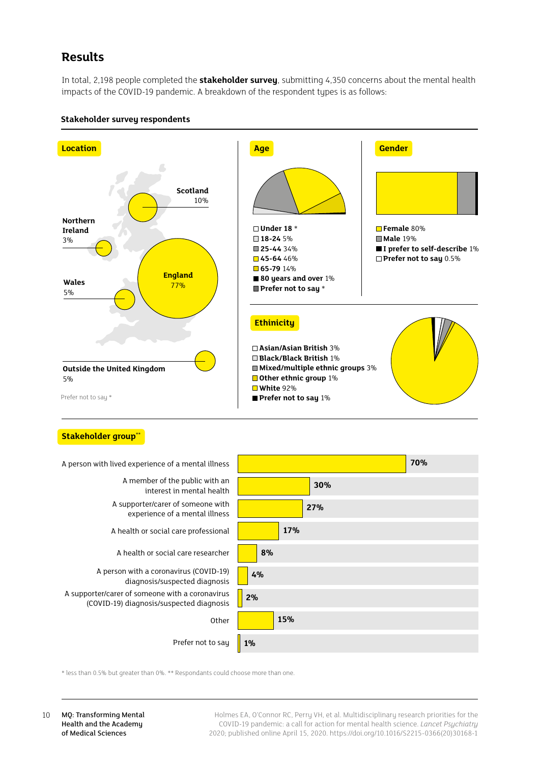## Results

In total, 2,198 people completed the **stakeholder survey**, submitting 4,350 concerns about the mental health impacts of the COVID-19 pandemic. A breakdown of the respondent types is as follows:

### Stakeholder survey respondents

**Location**

- Scotland 10%
- Northern Ireland 3%
- England 77%
- Wales 5%
- Outside the United Kingdom 5%
- Prefer not to say *

**Age**

- Under 18 *
- 18-24 5%
- 25-44 34%
- 45-64 46%
- 65-79 14%
- 80 years and over 1%
- Prefer not to say *

**Gender**

- Female 80%
- Male 19%
- I prefer to self-describe 1%
- Prefer not to say 0.5%

**Ethnicity**

- Asian/Asian British 3%
- Black/Black British 1%
- Mixed/multiple ethnic groups 3%
- Other ethnic group 1%
- White 92%
- Prefer not to say 1%

**Stakeholder group****

| Stakeholder group | % |
|---|---|
| A person with lived experience of a mental illness | 70% |
| A member of the public with an interest in mental health | 30% |
| A supporter/carer of someone with experience of a mental illness | 27% |
| A health or social care professional | 17% |
| A health or social care researcher | 8% |
| A person with a coronavirus (COVID-19) diagnosis/suspected diagnosis | 4% |
| A supporter/carer of someone with a coronavirus (COVID-19) diagnosis/suspected diagnosis | 2% |
| Other | 15% |
| Prefer not to say | 1% |

* less than 0.5% but greater than 0%. ** Respondants could choose more than one.

Holmes EA, O'Connor RC, Perry VH, et al. Multidisciplinary research priorities for the COVID-19 pandemic: a call for action for mental health science. *Lancet Psychiatry* 2020; published online April 15, 2020. https://doi.org/10.1016/S2215-0366(20)30168-1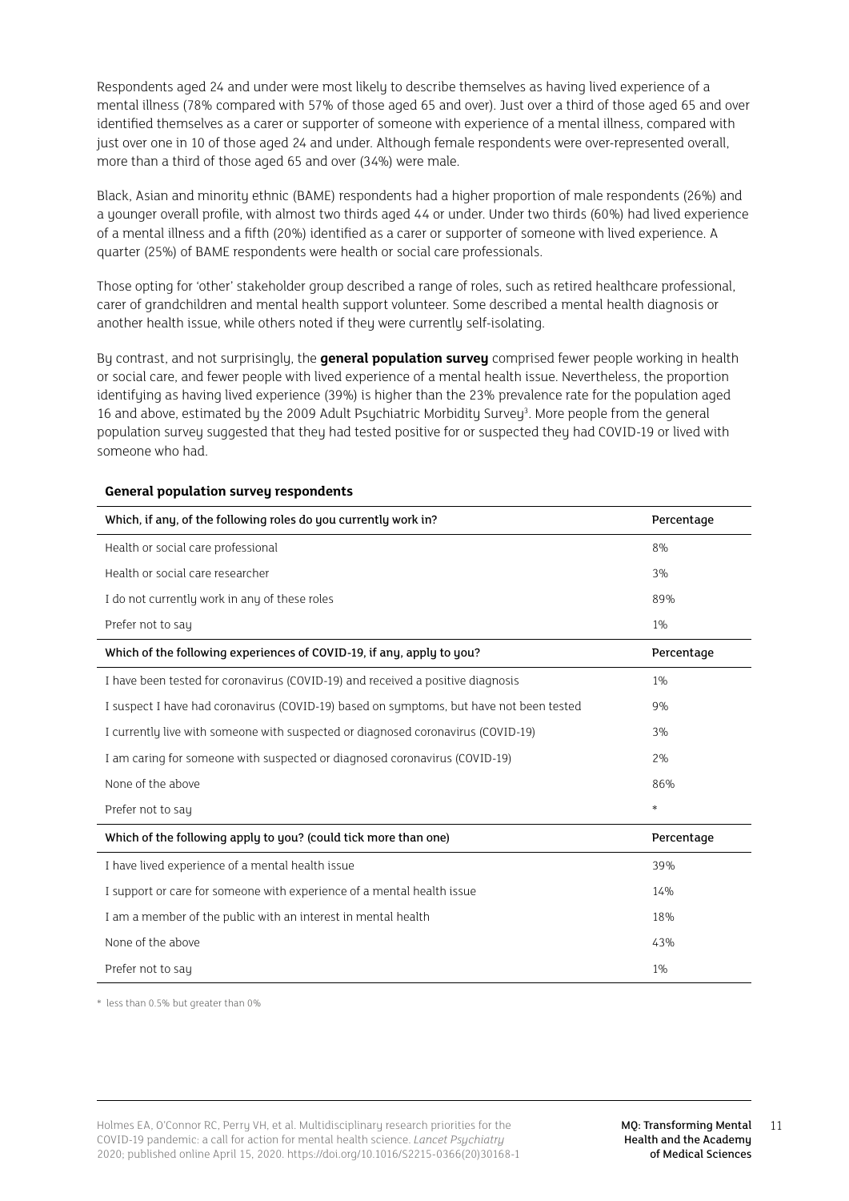Respondents aged 24 and under were most likely to describe themselves as having lived experience of a mental illness (78% compared with 57% of those aged 65 and over). Just over a third of those aged 65 and over identified themselves as a carer or supporter of someone with experience of a mental illness, compared with just over one in 10 of those aged 24 and under. Although female respondents were over-represented overall, more than a third of those aged 65 and over (34%) were male.

Black, Asian and minority ethnic (BAME) respondents had a higher proportion of male respondents (26%) and a younger overall profile, with almost two thirds aged 44 or under. Under two thirds (60%) had lived experience of a mental illness and a fifth (20%) identified as a carer or supporter of someone with lived experience. A quarter (25%) of BAME respondents were health or social care professionals.

Those opting for 'other' stakeholder group described a range of roles, such as retired healthcare professional, carer of grandchildren and mental health support volunteer. Some described a mental health diagnosis or another health issue, while others noted if they were currently self-isolating.

By contrast, and not surprisingly, the **general population survey** comprised fewer people working in health or social care, and fewer people with lived experience of a mental health issue. Nevertheless, the proportion identifying as having lived experience (39%) is higher than the 23% prevalence rate for the population aged 16 and above, estimated by the 2009 Adult Psychiatric Morbidity Survey[3]. More people from the general population survey suggested that they had tested positive for or suspected they had COVID-19 or lived with someone who had.

**General population survey respondents**

| Which, if any, of the following roles do you currently work in? | Percentage |
|---|---|
| Health or social care professional | 8% |
| Health or social care researcher | 3% |
| I do not currently work in any of these roles | 89% |
| Prefer not to say | 1% |
| **Which of the following experiences of COVID-19, if any, apply to you?** | **Percentage** |
| I have been tested for coronavirus (COVID-19) and received a positive diagnosis | 1% |
| I suspect I have had coronavirus (COVID-19) based on symptoms, but have not been tested | 9% |
| I currently live with someone with suspected or diagnosed coronavirus (COVID-19) | 3% |
| I am caring for someone with suspected or diagnosed coronavirus (COVID-19) | 2% |
| None of the above | 86% |
| Prefer not to say | * |
| **Which of the following apply to you? (could tick more than one)** | **Percentage** |
| I have lived experience of a mental health issue | 39% |
| I support or care for someone with experience of a mental health issue | 14% |
| I am a member of the public with an interest in mental health | 18% |
| None of the above | 43% |
| Prefer not to say | 1% |

* less than 0.5% but greater than 0%

Holmes EA, O'Connor RC, Perry VH, et al. Multidisciplinary research priorities for the COVID-19 pandemic: a call for action for mental health science. *Lancet Psychiatry* 2020; published online April 15, 2020. https://doi.org/10.1016/S2215-0366(20)30168-1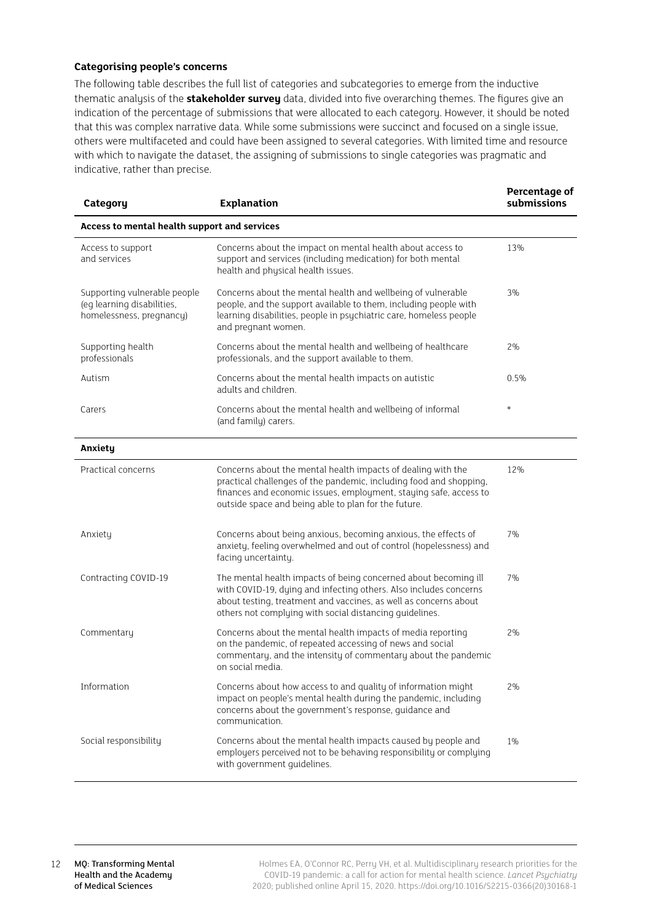### Categorising people's concerns

The following table describes the full list of categories and subcategories to emerge from the inductive thematic analysis of the **stakeholder survey** data, divided into five overarching themes. The figures give an indication of the percentage of submissions that were allocated to each category. However, it should be noted that this was complex narrative data. While some submissions were succinct and focused on a single issue, others were multifaceted and could have been assigned to several categories. With limited time and resource with which to navigate the dataset, the assigning of submissions to single categories was pragmatic and indicative, rather than precise.

| Category | Explanation | Percentage of submissions |
|---|---|---|
| **Access to mental health support and services** | | |
| Access to support and services | Concerns about the impact on mental health about access to support and services (including medication) for both mental health and physical health issues. | 13% |
| Supporting vulnerable people (eg learning disabilities, homelessness, pregnancy) | Concerns about the mental health and wellbeing of vulnerable people, and the support available to them, including people with learning disabilities, people in psychiatric care, homeless people and pregnant women. | 3% |
| Supporting health professionals | Concerns about the mental health and wellbeing of healthcare professionals, and the support available to them. | 2% |
| Autism | Concerns about the mental health impacts on autistic adults and children. | 0.5% |
| Carers | Concerns about the mental health and wellbeing of informal (and family) carers. | * |
| **Anxiety** | | |
| Practical concerns | Concerns about the mental health impacts of dealing with the practical challenges of the pandemic, including food and shopping, finances and economic issues, employment, staying safe, access to outside space and being able to plan for the future. | 12% |
| Anxiety | Concerns about being anxious, becoming anxious, the effects of anxiety, feeling overwhelmed and out of control (hopelessness) and facing uncertainty. | 7% |
| Contracting COVID-19 | The mental health impacts of being concerned about becoming ill with COVID-19, dying and infecting others. Also includes concerns about testing, treatment and vaccines, as well as concerns about others not complying with social distancing guidelines. | 7% |
| Commentary | Concerns about the mental health impacts of media reporting on the pandemic, of repeated accessing of news and social commentary, and the intensity of commentary about the pandemic on social media. | 2% |
| Information | Concerns about how access to and quality of information might impact on people's mental health during the pandemic, including concerns about the government's response, guidance and communication. | 2% |
| Social responsibility | Concerns about the mental health impacts caused by people and employers perceived not to be behaving responsibility or complying with government guidelines. | 1% |

Holmes EA, O'Connor RC, Perry VH, et al. Multidisciplinary research priorities for the COVID-19 pandemic: a call for action for mental health science. *Lancet Psychiatry* 2020; published online April 15, 2020. https://doi.org/10.1016/S2215-0366(20)30168-1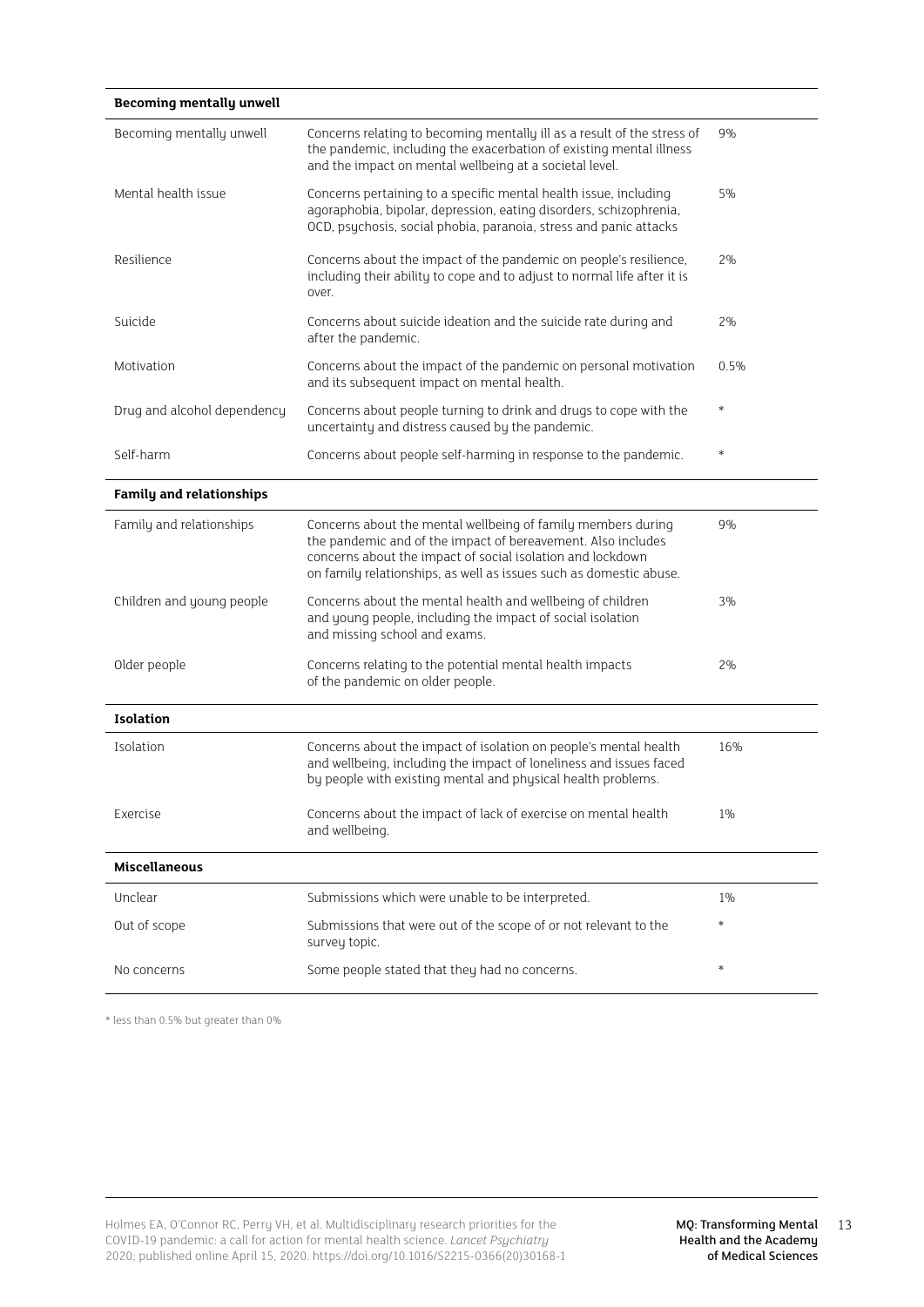| Becoming mentally unwell | | |
|---|---|---|
| Becoming mentally unwell | Concerns relating to becoming mentally ill as a result of the stress of the pandemic, including the exacerbation of existing mental illness and the impact on mental wellbeing at a societal level. | 9% |
| Mental health issue | Concerns pertaining to a specific mental health issue, including agoraphobia, bipolar, depression, eating disorders, schizophrenia, OCD, psychosis, social phobia, paranoia, stress and panic attacks | 5% |
| Resilience | Concerns about the impact of the pandemic on people's resilience, including their ability to cope and to adjust to normal life after it is over. | 2% |
| Suicide | Concerns about suicide ideation and the suicide rate during and after the pandemic. | 2% |
| Motivation | Concerns about the impact of the pandemic on personal motivation and its subsequent impact on mental health. | 0.5% |
| Drug and alcohol dependency | Concerns about people turning to drink and drugs to cope with the uncertainty and distress caused by the pandemic. | * |
| Self-harm | Concerns about people self-harming in response to the pandemic. | * |
| **Family and relationships** | | |
| Family and relationships | Concerns about the mental wellbeing of family members during the pandemic and of the impact of bereavement. Also includes concerns about the impact of social isolation and lockdown on family relationships, as well as issues such as domestic abuse. | 9% |
| Children and young people | Concerns about the mental health and wellbeing of children and young people, including the impact of social isolation and missing school and exams. | 3% |
| Older people | Concerns relating to the potential mental health impacts of the pandemic on older people. | 2% |
| **Isolation** | | |
| Isolation | Concerns about the impact of isolation on people's mental health and wellbeing, including the impact of loneliness and issues faced by people with existing mental and physical health problems. | 16% |
| Exercise | Concerns about the impact of lack of exercise on mental health and wellbeing. | 1% |
| **Miscellaneous** | | |
| Unclear | Submissions which were unable to be interpreted. | 1% |
| Out of scope | Submissions that were out of the scope of or not relevant to the survey topic. | * |
| No concerns | Some people stated that they had no concerns. | * |

* less than 0.5% but greater than 0%

Holmes EA, O'Connor RC, Perry VH, et al. Multidisciplinary research priorities for the COVID-19 pandemic: a call for action for mental health science. *Lancet Psychiatry* 2020; published online April 15, 2020. https://doi.org/10.1016/S2215-0366(20)30168-1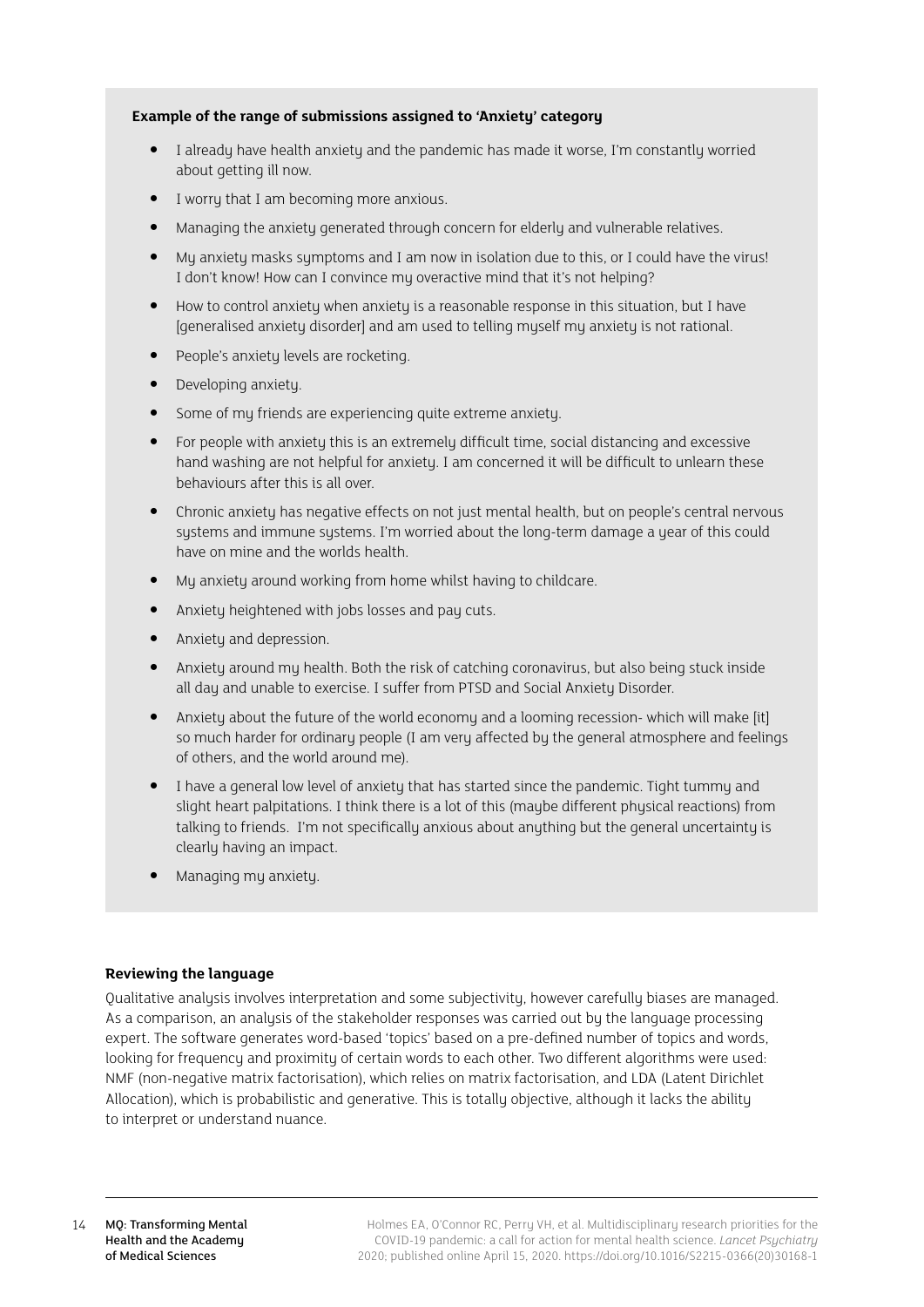**Example of the range of submissions assigned to 'Anxiety' category**

- I already have health anxiety and the pandemic has made it worse, I'm constantly worried about getting ill now.
- I worry that I am becoming more anxious.
- Managing the anxiety generated through concern for elderly and vulnerable relatives.
- My anxiety masks symptoms and I am now in isolation due to this, or I could have the virus! I don't know! How can I convince my overactive mind that it's not helping?
- How to control anxiety when anxiety is a reasonable response in this situation, but I have [generalised anxiety disorder] and am used to telling myself my anxiety is not rational.
- People's anxiety levels are rocketing.
- Developing anxiety.
- Some of my friends are experiencing quite extreme anxiety.
- For people with anxiety this is an extremely difficult time, social distancing and excessive hand washing are not helpful for anxiety. I am concerned it will be difficult to unlearn these behaviours after this is all over.
- Chronic anxiety has negative effects on not just mental health, but on people's central nervous systems and immune systems. I'm worried about the long-term damage a year of this could have on mine and the worlds health.
- My anxiety around working from home whilst having to childcare.
- Anxiety heightened with jobs losses and pay cuts.
- Anxiety and depression.
- Anxiety around my health. Both the risk of catching coronavirus, but also being stuck inside all day and unable to exercise. I suffer from PTSD and Social Anxiety Disorder.
- Anxiety about the future of the world economy and a looming recession- which will make [it] so much harder for ordinary people (I am very affected by the general atmosphere and feelings of others, and the world around me).
- I have a general low level of anxiety that has started since the pandemic. Tight tummy and slight heart palpitations. I think there is a lot of this (maybe different physical reactions) from talking to friends. I'm not specifically anxious about anything but the general uncertainty is clearly having an impact.
- Managing my anxiety.

**Reviewing the language**

Qualitative analysis involves interpretation and some subjectivity, however carefully biases are managed. As a comparison, an analysis of the stakeholder responses was carried out by the language processing expert. The software generates word-based 'topics' based on a pre-defined number of topics and words, looking for frequency and proximity of certain words to each other. Two different algorithms were used: NMF (non-negative matrix factorisation), which relies on matrix factorisation, and LDA (Latent Dirichlet Allocation), which is probabilistic and generative. This is totally objective, although it lacks the ability to interpret or understand nuance.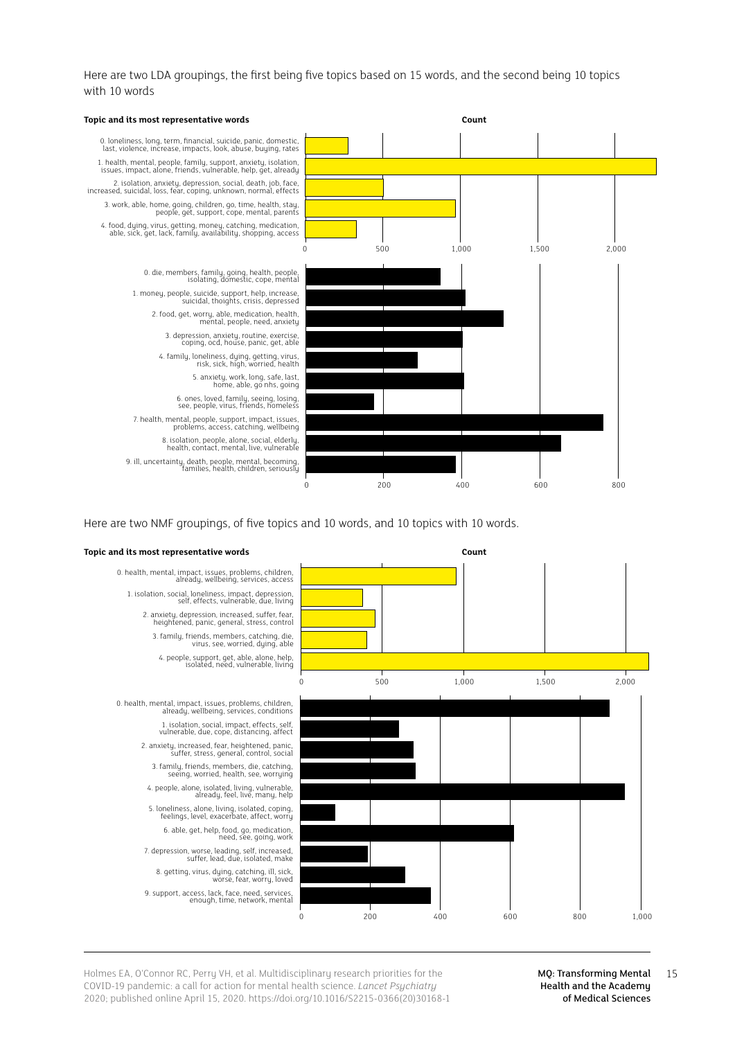Here are two LDA groupings, the first being five topics based on 15 words, and the second being 10 topics with 10 words

**Topic and its most representative words** | **Count**

| Topic and its most representative words | Count (approx.) |
|---|---|
| 0. loneliness, long, term, financial, suicide, panic, domestic, last, violence, increase, impacts, look, abuse, buying, rates | ~280 |
| 1. health, mental, people, family, support, anxiety, isolation, issues, impact, alone, friends, vulnerable, help, get, already | ~2,270 |
| 2. isolation, anxiety, depression, social, death, job, face, increased, suicidal, loss, fear, coping, unknown, normal, effects | ~510 |
| 3. work, able, home, going, children, go, time, health, stay, people, get, support, cope, mental, parents | ~970 |
| 4. food, dying, virus, getting, money, catching, medication, able, sick, get, lack, family, availability, shopping, access | ~330 |

| Topic and its most representative words | Count (approx.) |
|---|---|
| 0. die, members, family, going, health, people, isolating, domestic, cope, mental | ~345 |
| 1. money, people, suicide, support, help, increase, suicidal, thoights, crisis, depressed | ~410 |
| 2. food, get, worry, able, medication, health, mental, people, need, anxiety | ~505 |
| 3. depression, anxiety, routine, exercise, coping, ocd, house, panic, get, able | ~400 |
| 4. family, loneliness, dying, getting, virus, risk, sick, high, worried, health | ~285 |
| 5. anxiety, work, long, safe, last, home, able, go nhs, going | ~405 |
| 6. ones, loved, family, seeing, losing, see, people, virus, friends, homeless | ~175 |
| 7. health, mental, people, support, impact, issues, problems, access, catching, wellbeing | ~760 |
| 8. isolation, people, alone, social, elderly, health, contact, mental, live, vulnerable | ~655 |
| 9. ill, uncertainty, death, people, mental, becoming, families, health, children, seriously | ~385 |

Here are two NMF groupings, of five topics and 10 words, and 10 topics with 10 words.

| Topic and its most representative words | Count (approx.) |
|---|---|
| 0. health, mental, impact, issues, problems, children, already, wellbeing, services, access | ~960 |
| 1. isolation, social, loneliness, impact, depression, self, effects, vulnerable, due, living | ~380 |
| 2. anxiety, depression, increased, suffer, fear, heightened, panic, general, stress, control | ~460 |
| 3. family, friends, members, catching, die, virus, see, worried, dying, able | ~410 |
| 4. people, support, get, able, alone, help, isolated, need, vulnerable, living | ~2,140 |

| Topic and its most representative words | Count (approx.) |
|---|---|
| 0. health, mental, impact, issues, problems, children, already, wellbeing, services, conditions | ~890 |
| 1. isolation, social, impact, effects, self, vulnerable, due, cope, distancing, affect | ~285 |
| 2. anxiety, increased, fear, heightened, panic, suffer, stress, general, control, social | ~325 |
| 3. family, friends, members, die, catching, seeing, worried, health, see, worrying | ~330 |
| 4. people, alone, isolated, living, vulnerable, already, feel, live, many, help | ~935 |
| 5. loneliness, alone, living, isolated, coping, feelings, level, exacerbate, affect, worry | ~100 |
| 6. able, get, help, food, go, medication, need, see, going, work | ~615 |
| 7. depression, worse, leading, self, increased, suffer, lead, due, isolated, make | ~195 |
| 8. getting, virus, dying, catching, ill, sick, worse, fear, worry, loved | ~300 |
| 9. support, access, lack, face, need, services, enough, time, network, mental | ~375 |

Holmes EA, O'Connor RC, Perry VH, et al. Multidisciplinary research priorities for the COVID-19 pandemic: a call for action for mental health science. *Lancet Psychiatry* 2020; published online April 15, 2020. https://doi.org/10.1016/S2215-0366(20)30168-1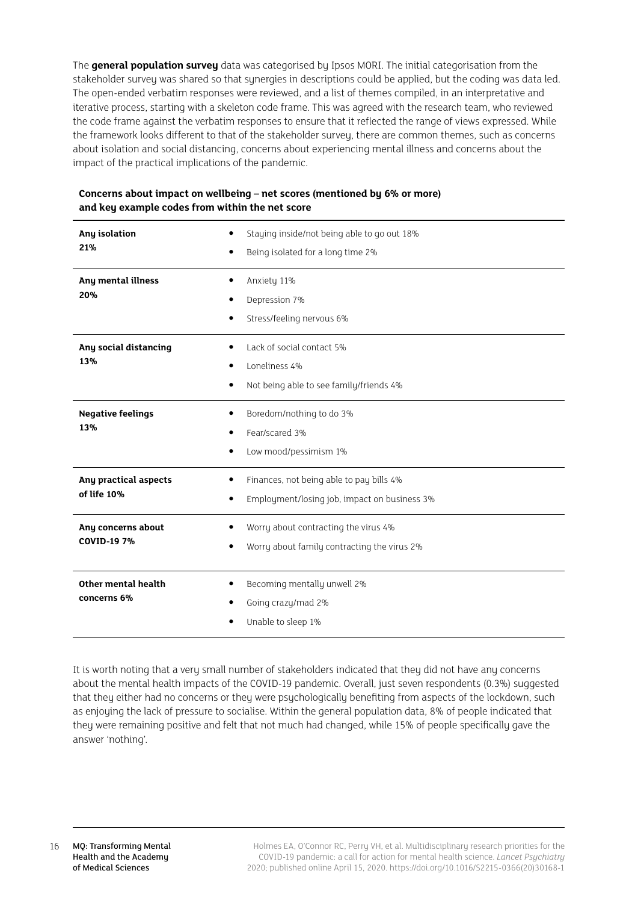The **general population survey** data was categorised by Ipsos MORI. The initial categorisation from the stakeholder survey was shared so that synergies in descriptions could be applied, but the coding was data led. The open-ended verbatim responses were reviewed, and a list of themes compiled, in an interpretative and iterative process, starting with a skeleton code frame. This was agreed with the research team, who reviewed the code frame against the verbatim responses to ensure that it reflected the range of views expressed. While the framework looks different to that of the stakeholder survey, there are common themes, such as concerns about isolation and social distancing, concerns about experiencing mental illness and concerns about the impact of the practical implications of the pandemic.

**Concerns about impact on wellbeing – net scores (mentioned by 6% or more) and key example codes from within the net score**

| Net score | Key example codes |
|---|---|
| **Any isolation 21%** | • Staying inside/not being able to go out 18%<br>• Being isolated for a long time 2% |
| **Any mental illness 20%** | • Anxiety 11%<br>• Depression 7%<br>• Stress/feeling nervous 6% |
| **Any social distancing 13%** | • Lack of social contact 5%<br>• Loneliness 4%<br>• Not being able to see family/friends 4% |
| **Negative feelings 13%** | • Boredom/nothing to do 3%<br>• Fear/scared 3%<br>• Low mood/pessimism 1% |
| **Any practical aspects of life 10%** | • Finances, not being able to pay bills 4%<br>• Employment/losing job, impact on business 3% |
| **Any concerns about COVID-19 7%** | • Worry about contracting the virus 4%<br>• Worry about family contracting the virus 2% |
| **Other mental health concerns 6%** | • Becoming mentally unwell 2%<br>• Going crazy/mad 2%<br>• Unable to sleep 1% |

It is worth noting that a very small number of stakeholders indicated that they did not have any concerns about the mental health impacts of the COVID-19 pandemic. Overall, just seven respondents (0.3%) suggested that they either had no concerns or they were psychologically benefiting from aspects of the lockdown, such as enjoying the lack of pressure to socialise. Within the general population data, 8% of people indicated that they were remaining positive and felt that not much had changed, while 15% of people specifically gave the answer 'nothing'.

Holmes EA, O'Connor RC, Perry VH, et al. Multidisciplinary research priorities for the COVID-19 pandemic: a call for action for mental health science. *Lancet Psychiatry* 2020; published online April 15, 2020. https://doi.org/10.1016/S2215-0366(20)30168-1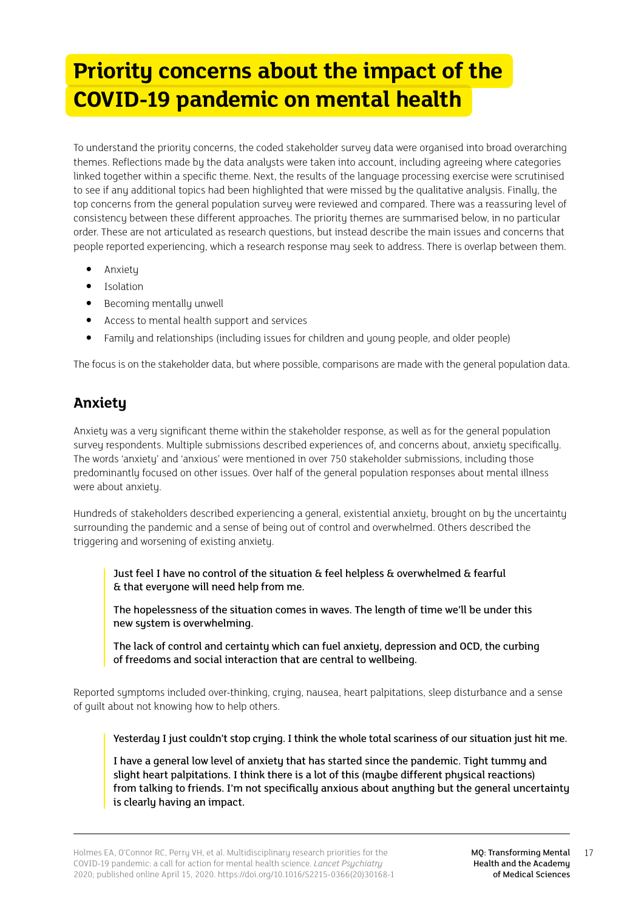# Priority concerns about the impact of the COVID-19 pandemic on mental health

To understand the priority concerns, the coded stakeholder survey data were organised into broad overarching themes. Reflections made by the data analysts were taken into account, including agreeing where categories linked together within a specific theme. Next, the results of the language processing exercise were scrutinised to see if any additional topics had been highlighted that were missed by the qualitative analysis. Finally, the top concerns from the general population survey were reviewed and compared. There was a reassuring level of consistency between these different approaches. The priority themes are summarised below, in no particular order. These are not articulated as research questions, but instead describe the main issues and concerns that people reported experiencing, which a research response may seek to address. There is overlap between them.

- Anxiety
- Isolation
- Becoming mentally unwell
- Access to mental health support and services
- Family and relationships (including issues for children and young people, and older people)

The focus is on the stakeholder data, but where possible, comparisons are made with the general population data.

## Anxiety

Anxiety was a very significant theme within the stakeholder response, as well as for the general population survey respondents. Multiple submissions described experiences of, and concerns about, anxiety specifically. The words 'anxiety' and 'anxious' were mentioned in over 750 stakeholder submissions, including those predominantly focused on other issues. Over half of the general population responses about mental illness were about anxiety.

Hundreds of stakeholders described experiencing a general, existential anxiety, brought on by the uncertainty surrounding the pandemic and a sense of being out of control and overwhelmed. Others described the triggering and worsening of existing anxiety.

> Just feel I have no control of the situation & feel helpless & overwhelmed & fearful & that everyone will need help from me.
>
> The hopelessness of the situation comes in waves. The length of time we'll be under this new system is overwhelming.
>
> The lack of control and certainty which can fuel anxiety, depression and OCD, the curbing of freedoms and social interaction that are central to wellbeing.

Reported symptoms included over-thinking, crying, nausea, heart palpitations, sleep disturbance and a sense of guilt about not knowing how to help others.

> Yesterday I just couldn't stop crying. I think the whole total scariness of our situation just hit me.
>
> I have a general low level of anxiety that has started since the pandemic. Tight tummy and slight heart palpitations. I think there is a lot of this (maybe different physical reactions) from talking to friends. I'm not specifically anxious about anything but the general uncertainty is clearly having an impact.

Holmes EA, O'Connor RC, Perry VH, et al. Multidisciplinary research priorities for the COVID-19 pandemic: a call for action for mental health science. *Lancet Psychiatry* 2020; published online April 15, 2020. https://doi.org/10.1016/S2215-0366(20)30168-1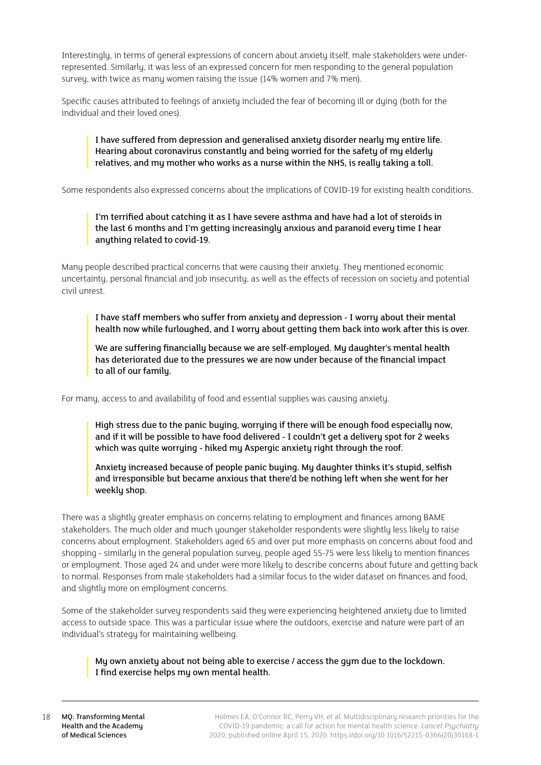Interestingly, in terms of general expressions of concern about anxiety itself, male stakeholders were under-represented. Similarly, it was less of an expressed concern for men responding to the general population survey, with twice as many women raising the issue (14% women and 7% men).

Specific causes attributed to feelings of anxiety included the fear of becoming ill or dying (both for the individual and their loved ones).

> I have suffered from depression and generalised anxiety disorder nearly my entire life. Hearing about coronavirus constantly and being worried for the safety of my elderly relatives, and my mother who works as a nurse within the NHS, is really taking a toll.

Some respondents also expressed concerns about the implications of COVID-19 for existing health conditions.

> I'm terrified about catching it as I have severe asthma and have had a lot of steroids in the last 6 months and I'm getting increasingly anxious and paranoid every time I hear anything related to covid-19.

Many people described practical concerns that were causing their anxiety. They mentioned economic uncertainty, personal financial and job insecurity, as well as the effects of recession on society and potential civil unrest.

> I have staff members who suffer from anxiety and depression - I worry about their mental health now while furloughed, and I worry about getting them back into work after this is over.
>
> We are suffering financially because we are self-employed. My daughter's mental health has deteriorated due to the pressures we are now under because of the financial impact to all of our family.

For many, access to and availability of food and essential supplies was causing anxiety.

> High stress due to the panic buying, worrying if there will be enough food especially now, and if it will be possible to have food delivered - I couldn't get a delivery spot for 2 weeks which was quite worrying - hiked my Aspergic anxiety right through the roof.
>
> Anxiety increased because of people panic buying. My daughter thinks it's stupid, selfish and irresponsible but became anxious that there'd be nothing left when she went for her weekly shop.

There was a slightly greater emphasis on concerns relating to employment and finances among BAME stakeholders. The much older and much younger stakeholder respondents were slightly less likely to raise concerns about employment. Stakeholders aged 65 and over put more emphasis on concerns about food and shopping - similarly in the general population survey, people aged 55-75 were less likely to mention finances or employment. Those aged 24 and under were more likely to describe concerns about future and getting back to normal. Responses from male stakeholders had a similar focus to the wider dataset on finances and food, and slightly more on employment concerns.

Some of the stakeholder survey respondents said they were experiencing heightened anxiety due to limited access to outside space. This was a particular issue where the outdoors, exercise and nature were part of an individual's strategy for maintaining wellbeing.

> My own anxiety about not being able to exercise / access the gym due to the lockdown. I find exercise helps my own mental health.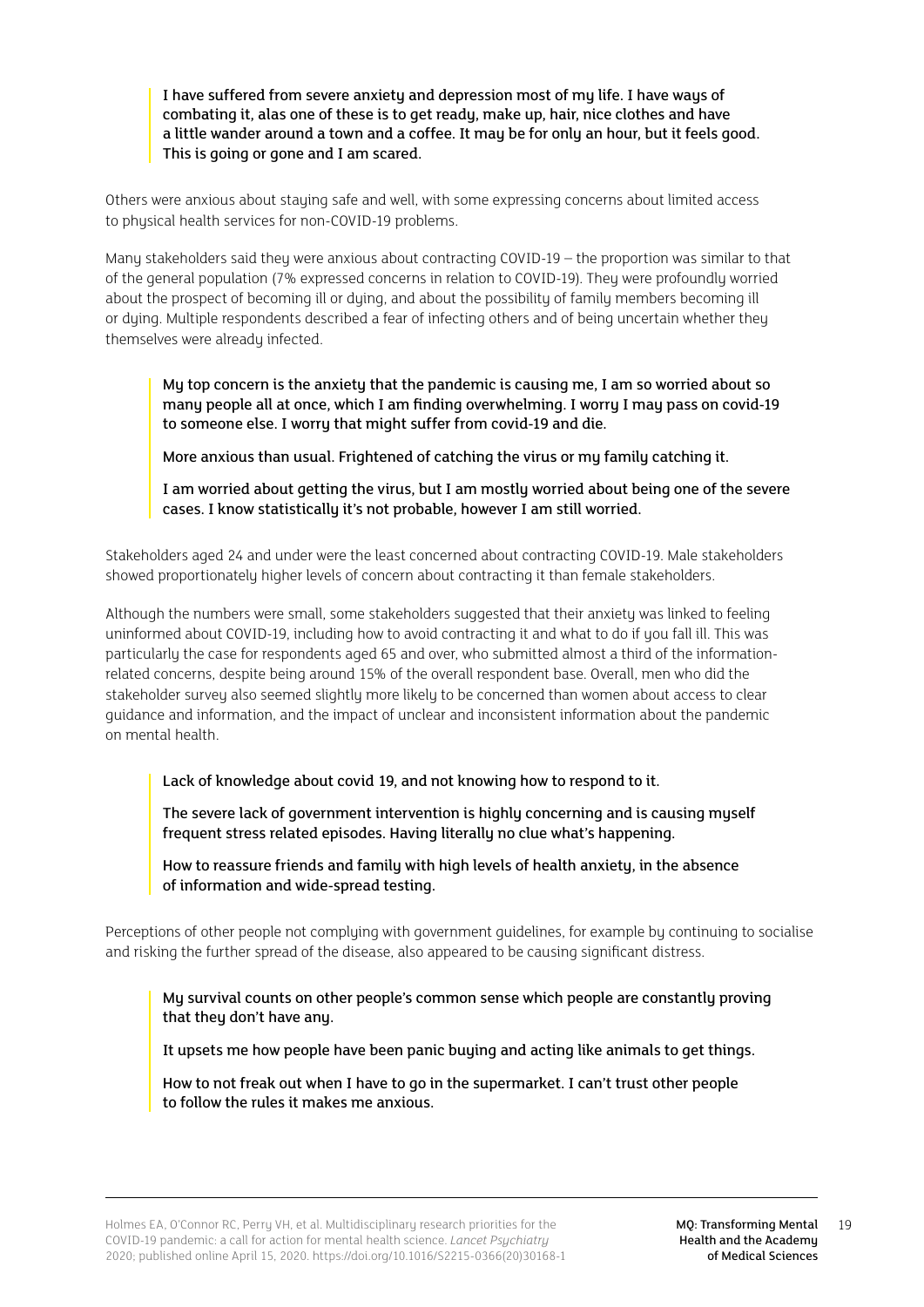> I have suffered from severe anxiety and depression most of my life. I have ways of combating it, alas one of these is to get ready, make up, hair, nice clothes and have a little wander around a town and a coffee. It may be for only an hour, but it feels good. This is going or gone and I am scared.

Others were anxious about staying safe and well, with some expressing concerns about limited access to physical health services for non-COVID-19 problems.

Many stakeholders said they were anxious about contracting COVID-19 – the proportion was similar to that of the general population (7% expressed concerns in relation to COVID-19). They were profoundly worried about the prospect of becoming ill or dying, and about the possibility of family members becoming ill or dying. Multiple respondents described a fear of infecting others and of being uncertain whether they themselves were already infected.

> My top concern is the anxiety that the pandemic is causing me, I am so worried about so many people all at once, which I am finding overwhelming. I worry I may pass on covid-19 to someone else. I worry that might suffer from covid-19 and die.
>
> More anxious than usual. Frightened of catching the virus or my family catching it.
>
> I am worried about getting the virus, but I am mostly worried about being one of the severe cases. I know statistically it's not probable, however I am still worried.

Stakeholders aged 24 and under were the least concerned about contracting COVID-19. Male stakeholders showed proportionately higher levels of concern about contracting it than female stakeholders.

Although the numbers were small, some stakeholders suggested that their anxiety was linked to feeling uninformed about COVID-19, including how to avoid contracting it and what to do if you fall ill. This was particularly the case for respondents aged 65 and over, who submitted almost a third of the information-related concerns, despite being around 15% of the overall respondent base. Overall, men who did the stakeholder survey also seemed slightly more likely to be concerned than women about access to clear guidance and information, and the impact of unclear and inconsistent information about the pandemic on mental health.

> Lack of knowledge about covid 19, and not knowing how to respond to it.
>
> The severe lack of government intervention is highly concerning and is causing myself frequent stress related episodes. Having literally no clue what's happening.
>
> How to reassure friends and family with high levels of health anxiety, in the absence of information and wide-spread testing.

Perceptions of other people not complying with government guidelines, for example by continuing to socialise and risking the further spread of the disease, also appeared to be causing significant distress.

> My survival counts on other people's common sense which people are constantly proving that they don't have any.
>
> It upsets me how people have been panic buying and acting like animals to get things.
>
> How to not freak out when I have to go in the supermarket. I can't trust other people to follow the rules it makes me anxious.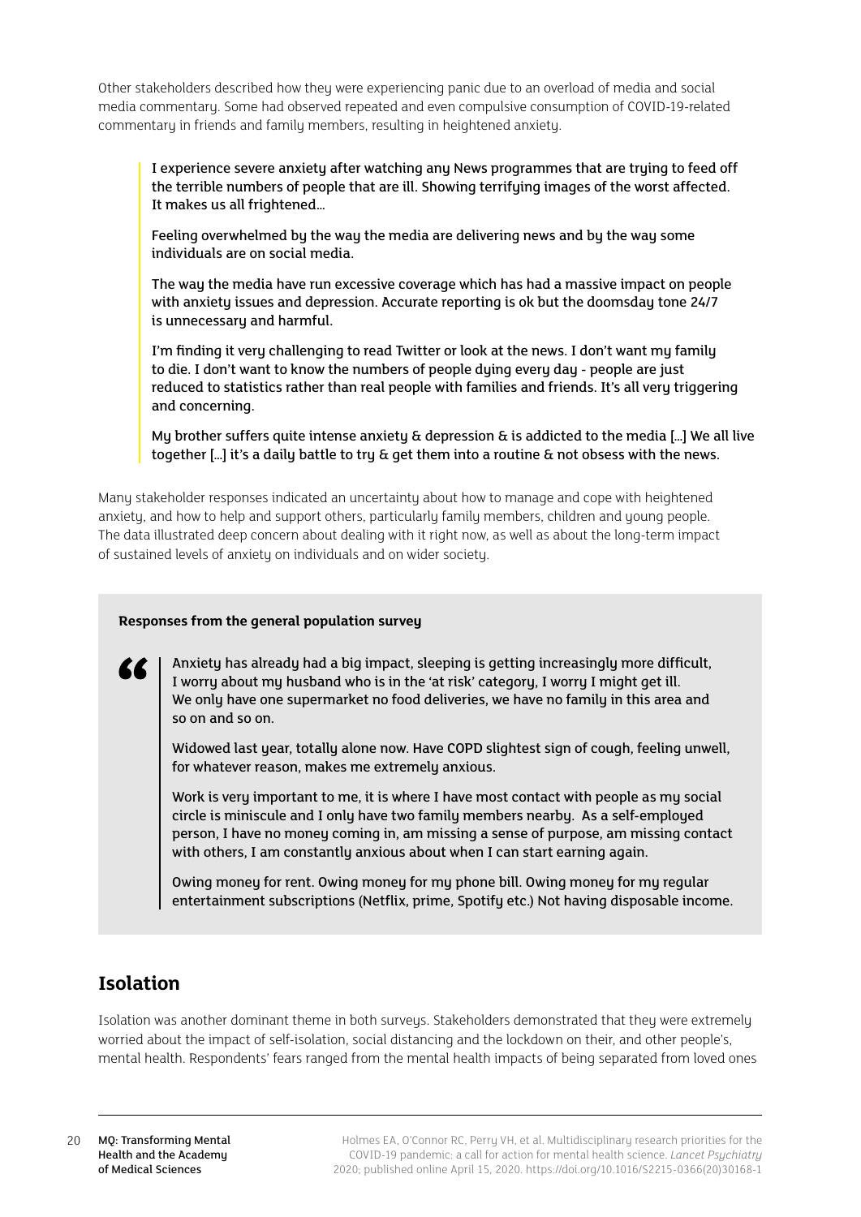Other stakeholders described how they were experiencing panic due to an overload of media and social media commentary. Some had observed repeated and even compulsive consumption of COVID-19-related commentary in friends and family members, resulting in heightened anxiety.

> I experience severe anxiety after watching any News programmes that are trying to feed off the terrible numbers of people that are ill. Showing terrifying images of the worst affected. It makes us all frightened...
>
> Feeling overwhelmed by the way the media are delivering news and by the way some individuals are on social media.
>
> The way the media have run excessive coverage which has had a massive impact on people with anxiety issues and depression. Accurate reporting is ok but the doomsday tone 24/7 is unnecessary and harmful.
>
> I'm finding it very challenging to read Twitter or look at the news. I don't want my family to die. I don't want to know the numbers of people dying every day - people are just reduced to statistics rather than real people with families and friends. It's all very triggering and concerning.
>
> My brother suffers quite intense anxiety & depression & is addicted to the media [...] We all live together [...] it's a daily battle to try & get them into a routine & not obsess with the news.

Many stakeholder responses indicated an uncertainty about how to manage and cope with heightened anxiety, and how to help and support others, particularly family members, children and young people. The data illustrated deep concern about dealing with it right now, as well as about the long-term impact of sustained levels of anxiety on individuals and on wider society.

**Responses from the general population survey**

> Anxiety has already had a big impact, sleeping is getting increasingly more difficult, I worry about my husband who is in the 'at risk' category, I worry I might get ill. We only have one supermarket no food deliveries, we have no family in this area and so on and so on.
>
> Widowed last year, totally alone now. Have COPD slightest sign of cough, feeling unwell, for whatever reason, makes me extremely anxious.
>
> Work is very important to me, it is where I have most contact with people as my social circle is miniscule and I only have two family members nearby. As a self-employed person, I have no money coming in, am missing a sense of purpose, am missing contact with others, I am constantly anxious about when I can start earning again.
>
> Owing money for rent. Owing money for my phone bill. Owing money for my regular entertainment subscriptions (Netflix, prime, Spotify etc.) Not having disposable income.

## Isolation

Isolation was another dominant theme in both surveys. Stakeholders demonstrated that they were extremely worried about the impact of self-isolation, social distancing and the lockdown on their, and other people's, mental health. Respondents' fears ranged from the mental health impacts of being separated from loved ones

Holmes EA, O'Connor RC, Perry VH, et al. Multidisciplinary research priorities for the COVID-19 pandemic: a call for action for mental health science. *Lancet Psychiatry* 2020; published online April 15, 2020. https://doi.org/10.1016/S2215-0366(20)30168-1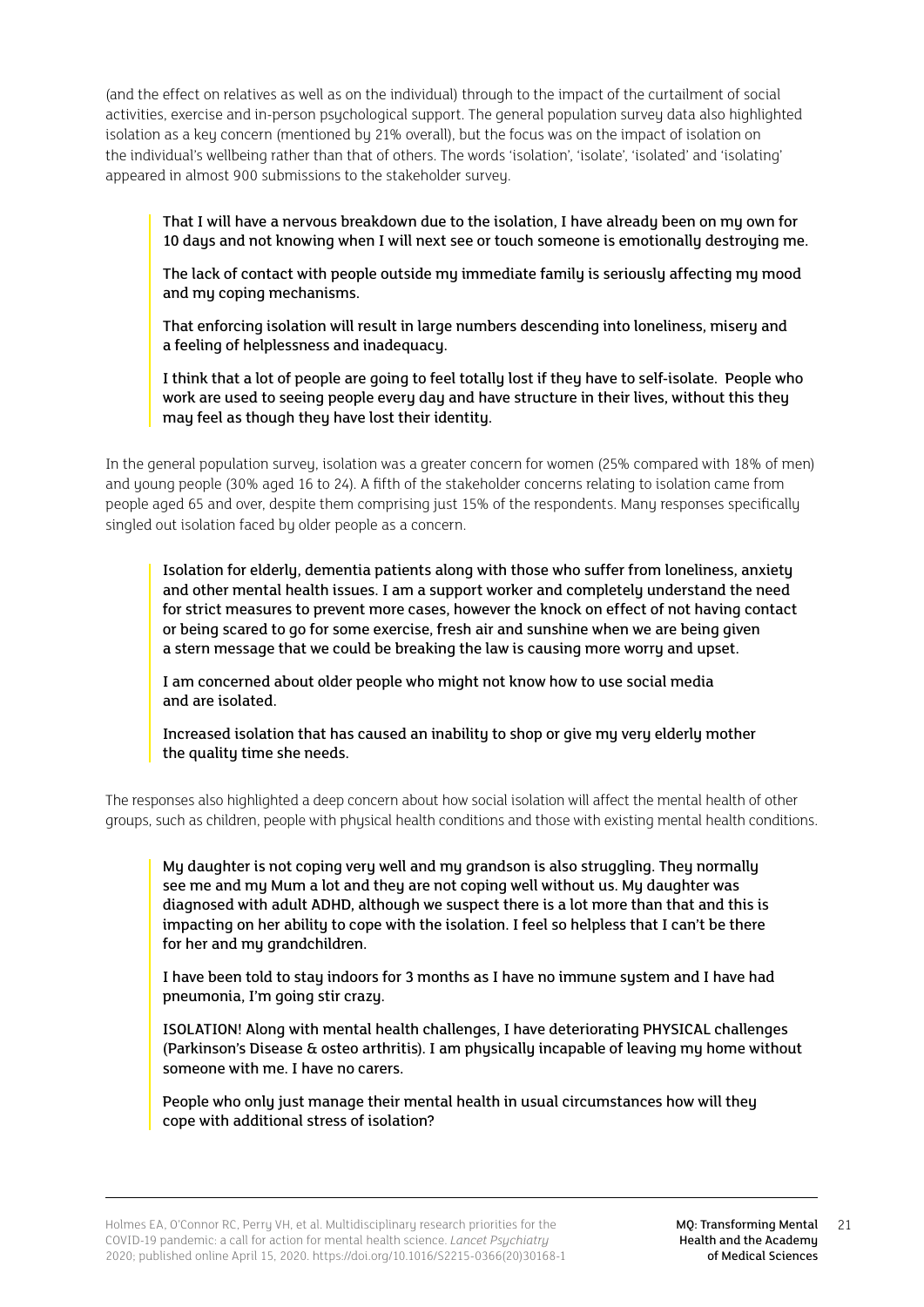(and the effect on relatives as well as on the individual) through to the impact of the curtailment of social activities, exercise and in-person psychological support. The general population survey data also highlighted isolation as a key concern (mentioned by 21% overall), but the focus was on the impact of isolation on the individual's wellbeing rather than that of others. The words 'isolation', 'isolate', 'isolated' and 'isolating' appeared in almost 900 submissions to the stakeholder survey.

> That I will have a nervous breakdown due to the isolation, I have already been on my own for 10 days and not knowing when I will next see or touch someone is emotionally destroying me.
>
> The lack of contact with people outside my immediate family is seriously affecting my mood and my coping mechanisms.
>
> That enforcing isolation will result in large numbers descending into loneliness, misery and a feeling of helplessness and inadequacy.
>
> I think that a lot of people are going to feel totally lost if they have to self-isolate. People who work are used to seeing people every day and have structure in their lives, without this they may feel as though they have lost their identity.

In the general population survey, isolation was a greater concern for women (25% compared with 18% of men) and young people (30% aged 16 to 24). A fifth of the stakeholder concerns relating to isolation came from people aged 65 and over, despite them comprising just 15% of the respondents. Many responses specifically singled out isolation faced by older people as a concern.

> Isolation for elderly, dementia patients along with those who suffer from loneliness, anxiety and other mental health issues. I am a support worker and completely understand the need for strict measures to prevent more cases, however the knock on effect of not having contact or being scared to go for some exercise, fresh air and sunshine when we are being given a stern message that we could be breaking the law is causing more worry and upset.
>
> I am concerned about older people who might not know how to use social media and are isolated.
>
> Increased isolation that has caused an inability to shop or give my very elderly mother the quality time she needs.

The responses also highlighted a deep concern about how social isolation will affect the mental health of other groups, such as children, people with physical health conditions and those with existing mental health conditions.

> My daughter is not coping very well and my grandson is also struggling. They normally see me and my Mum a lot and they are not coping well without us. My daughter was diagnosed with adult ADHD, although we suspect there is a lot more than that and this is impacting on her ability to cope with the isolation. I feel so helpless that I can't be there for her and my grandchildren.
>
> I have been told to stay indoors for 3 months as I have no immune system and I have had pneumonia, I'm going stir crazy.
>
> ISOLATION! Along with mental health challenges, I have deteriorating PHYSICAL challenges (Parkinson's Disease & osteo arthritis). I am physically incapable of leaving my home without someone with me. I have no carers.
>
> People who only just manage their mental health in usual circumstances how will they cope with additional stress of isolation?

Holmes EA, O'Connor RC, Perry VH, et al. Multidisciplinary research priorities for the COVID-19 pandemic: a call for action for mental health science. *Lancet Psychiatry* 2020; published online April 15, 2020. https://doi.org/10.1016/S2215-0366(20)30168-1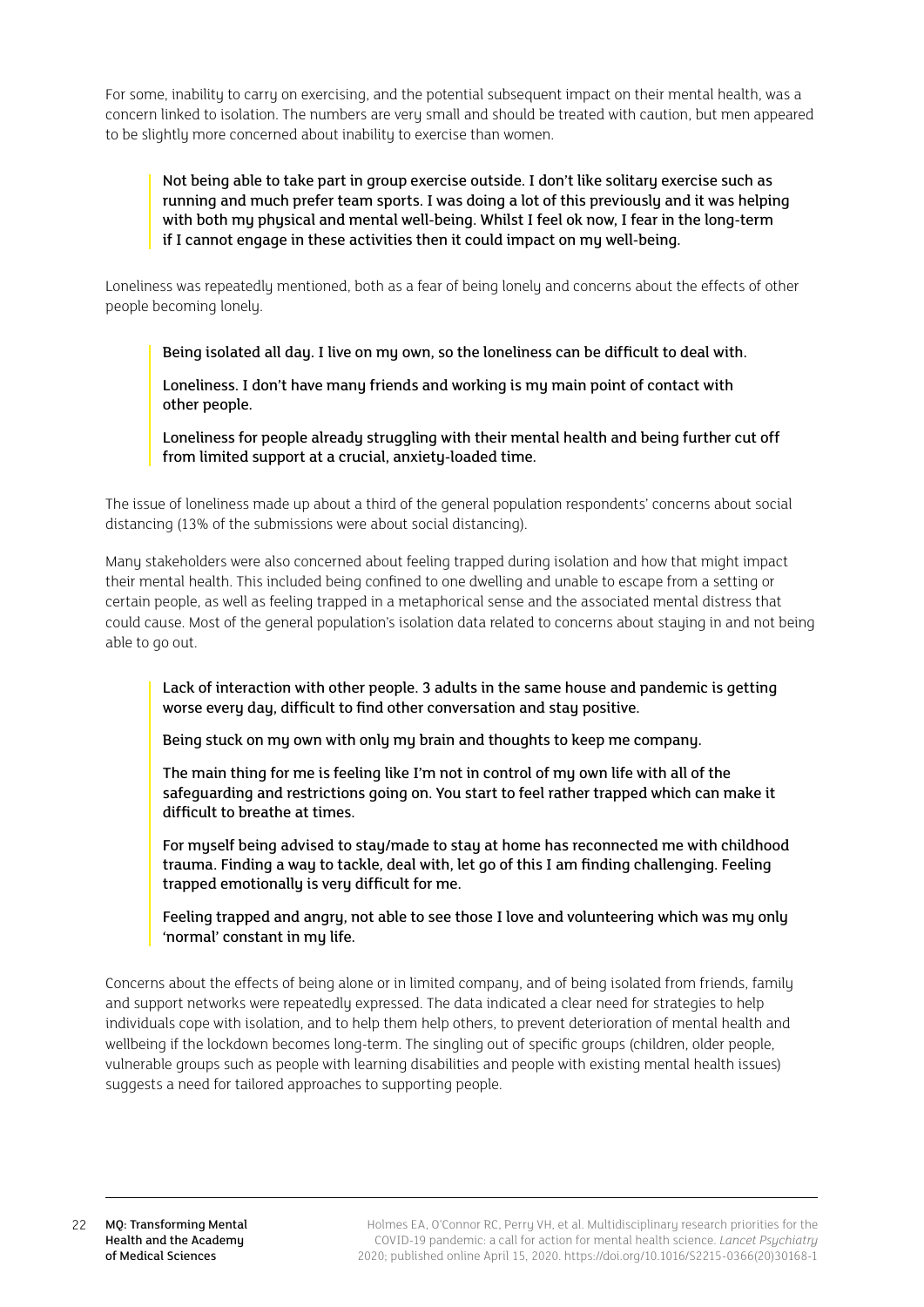For some, inability to carry on exercising, and the potential subsequent impact on their mental health, was a concern linked to isolation. The numbers are very small and should be treated with caution, but men appeared to be slightly more concerned about inability to exercise than women.

> Not being able to take part in group exercise outside. I don't like solitary exercise such as running and much prefer team sports. I was doing a lot of this previously and it was helping with both my physical and mental well-being. Whilst I feel ok now, I fear in the long-term if I cannot engage in these activities then it could impact on my well-being.

Loneliness was repeatedly mentioned, both as a fear of being lonely and concerns about the effects of other people becoming lonely.

> Being isolated all day. I live on my own, so the loneliness can be difficult to deal with.
>
> Loneliness. I don't have many friends and working is my main point of contact with other people.
>
> Loneliness for people already struggling with their mental health and being further cut off from limited support at a crucial, anxiety-loaded time.

The issue of loneliness made up about a third of the general population respondents' concerns about social distancing (13% of the submissions were about social distancing).

Many stakeholders were also concerned about feeling trapped during isolation and how that might impact their mental health. This included being confined to one dwelling and unable to escape from a setting or certain people, as well as feeling trapped in a metaphorical sense and the associated mental distress that could cause. Most of the general population's isolation data related to concerns about staying in and not being able to go out.

> Lack of interaction with other people. 3 adults in the same house and pandemic is getting worse every day, difficult to find other conversation and stay positive.
>
> Being stuck on my own with only my brain and thoughts to keep me company.
>
> The main thing for me is feeling like I'm not in control of my own life with all of the safeguarding and restrictions going on. You start to feel rather trapped which can make it difficult to breathe at times.
>
> For myself being advised to stay/made to stay at home has reconnected me with childhood trauma. Finding a way to tackle, deal with, let go of this I am finding challenging. Feeling trapped emotionally is very difficult for me.
>
> Feeling trapped and angry, not able to see those I love and volunteering which was my only 'normal' constant in my life.

Concerns about the effects of being alone or in limited company, and of being isolated from friends, family and support networks were repeatedly expressed. The data indicated a clear need for strategies to help individuals cope with isolation, and to help them help others, to prevent deterioration of mental health and wellbeing if the lockdown becomes long-term. The singling out of specific groups (children, older people, vulnerable groups such as people with learning disabilities and people with existing mental health issues) suggests a need for tailored approaches to supporting people.

Holmes EA, O'Connor RC, Perry VH, et al. Multidisciplinary research priorities for the COVID-19 pandemic: a call for action for mental health science. *Lancet Psychiatry* 2020; published online April 15, 2020. https://doi.org/10.1016/S2215-0366(20)30168-1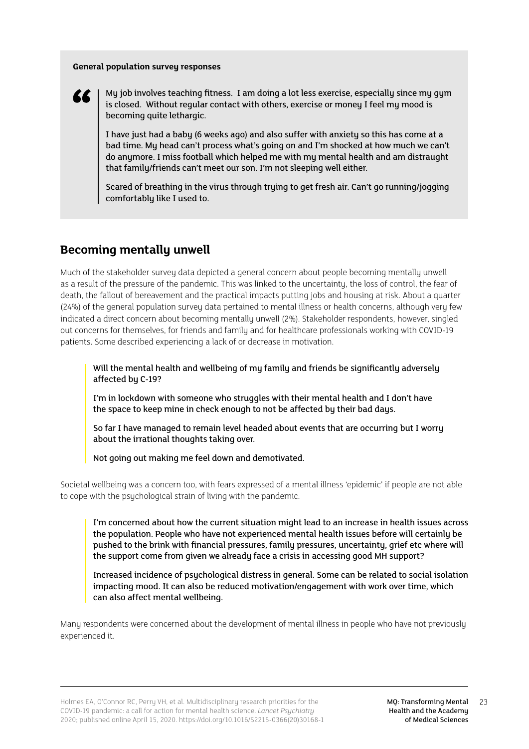**General population survey responses**

> My job involves teaching fitness. I am doing a lot less exercise, especially since my gym is closed. Without regular contact with others, exercise or money I feel my mood is becoming quite lethargic.
>
> I have just had a baby (6 weeks ago) and also suffer with anxiety so this has come at a bad time. My head can't process what's going on and I'm shocked at how much we can't do anymore. I miss football which helped me with my mental health and am distraught that family/friends can't meet our son. I'm not sleeping well either.
>
> Scared of breathing in the virus through trying to get fresh air. Can't go running/jogging comfortably like I used to.

## Becoming mentally unwell

Much of the stakeholder survey data depicted a general concern about people becoming mentally unwell as a result of the pressure of the pandemic. This was linked to the uncertainty, the loss of control, the fear of death, the fallout of bereavement and the practical impacts putting jobs and housing at risk. About a quarter (24%) of the general population survey data pertained to mental illness or health concerns, although very few indicated a direct concern about becoming mentally unwell (2%). Stakeholder respondents, however, singled out concerns for themselves, for friends and family and for healthcare professionals working with COVID-19 patients. Some described experiencing a lack of or decrease in motivation.

> Will the mental health and wellbeing of my family and friends be significantly adversely affected by C-19?
>
> I'm in lockdown with someone who struggles with their mental health and I don't have the space to keep mine in check enough to not be affected by their bad days.
>
> So far I have managed to remain level headed about events that are occurring but I worry about the irrational thoughts taking over.
>
> Not going out making me feel down and demotivated.

Societal wellbeing was a concern too, with fears expressed of a mental illness 'epidemic' if people are not able to cope with the psychological strain of living with the pandemic.

> I'm concerned about how the current situation might lead to an increase in health issues across the population. People who have not experienced mental health issues before will certainly be pushed to the brink with financial pressures, family pressures, uncertainty, grief etc where will the support come from given we already face a crisis in accessing good MH support?
>
> Increased incidence of psychological distress in general. Some can be related to social isolation impacting mood. It can also be reduced motivation/engagement with work over time, which can also affect mental wellbeing.

Many respondents were concerned about the development of mental illness in people who have not previously experienced it.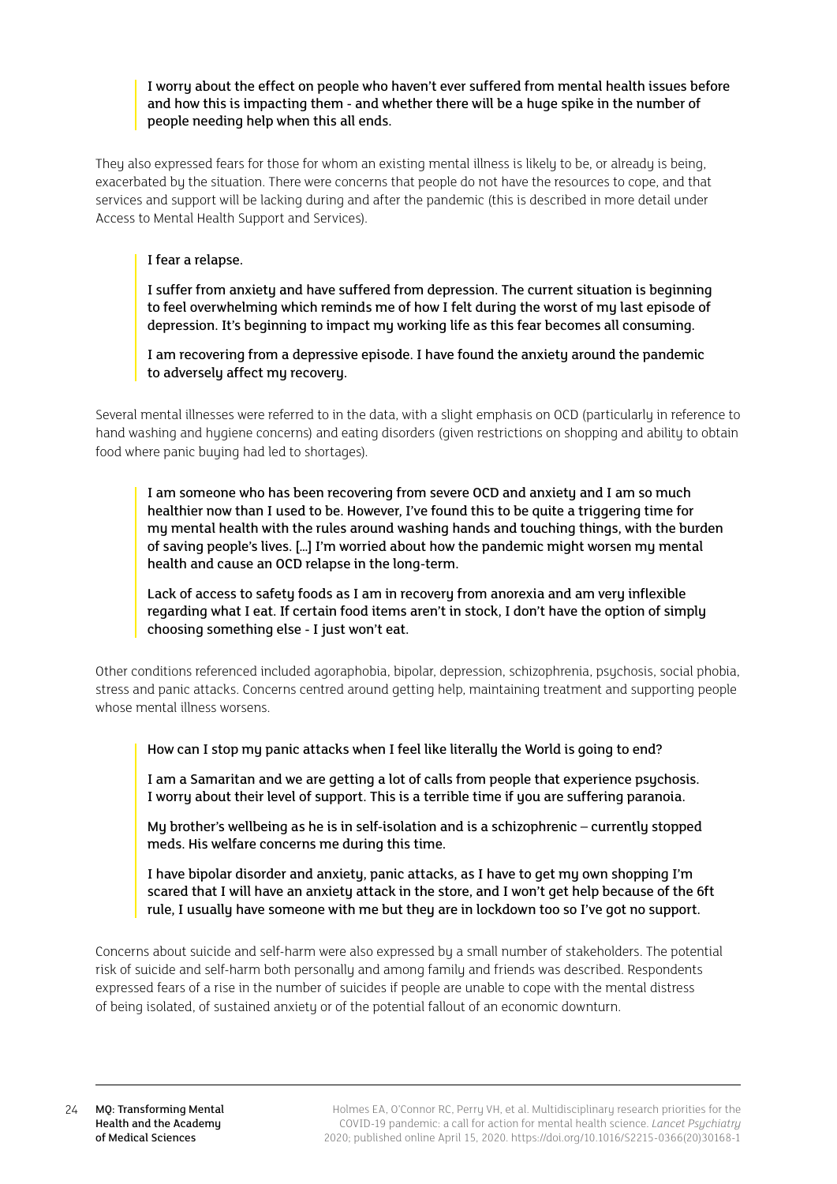> I worry about the effect on people who haven't ever suffered from mental health issues before and how this is impacting them - and whether there will be a huge spike in the number of people needing help when this all ends.

They also expressed fears for those for whom an existing mental illness is likely to be, or already is being, exacerbated by the situation. There were concerns that people do not have the resources to cope, and that services and support will be lacking during and after the pandemic (this is described in more detail under Access to Mental Health Support and Services).

> I fear a relapse.
>
> I suffer from anxiety and have suffered from depression. The current situation is beginning to feel overwhelming which reminds me of how I felt during the worst of my last episode of depression. It's beginning to impact my working life as this fear becomes all consuming.
>
> I am recovering from a depressive episode. I have found the anxiety around the pandemic to adversely affect my recovery.

Several mental illnesses were referred to in the data, with a slight emphasis on OCD (particularly in reference to hand washing and hygiene concerns) and eating disorders (given restrictions on shopping and ability to obtain food where panic buying had led to shortages).

> I am someone who has been recovering from severe OCD and anxiety and I am so much healthier now than I used to be. However, I've found this to be quite a triggering time for my mental health with the rules around washing hands and touching things, with the burden of saving people's lives. […] I'm worried about how the pandemic might worsen my mental health and cause an OCD relapse in the long-term.
>
> Lack of access to safety foods as I am in recovery from anorexia and am very inflexible regarding what I eat. If certain food items aren't in stock, I don't have the option of simply choosing something else - I just won't eat.

Other conditions referenced included agoraphobia, bipolar, depression, schizophrenia, psychosis, social phobia, stress and panic attacks. Concerns centred around getting help, maintaining treatment and supporting people whose mental illness worsens.

> How can I stop my panic attacks when I feel like literally the World is going to end?
>
> I am a Samaritan and we are getting a lot of calls from people that experience psychosis. I worry about their level of support. This is a terrible time if you are suffering paranoia.
>
> My brother's wellbeing as he is in self-isolation and is a schizophrenic – currently stopped meds. His welfare concerns me during this time.
>
> I have bipolar disorder and anxiety, panic attacks, as I have to get my own shopping I'm scared that I will have an anxiety attack in the store, and I won't get help because of the 6ft rule, I usually have someone with me but they are in lockdown too so I've got no support.

Concerns about suicide and self-harm were also expressed by a small number of stakeholders. The potential risk of suicide and self-harm both personally and among family and friends was described. Respondents expressed fears of a rise in the number of suicides if people are unable to cope with the mental distress of being isolated, of sustained anxiety or of the potential fallout of an economic downturn.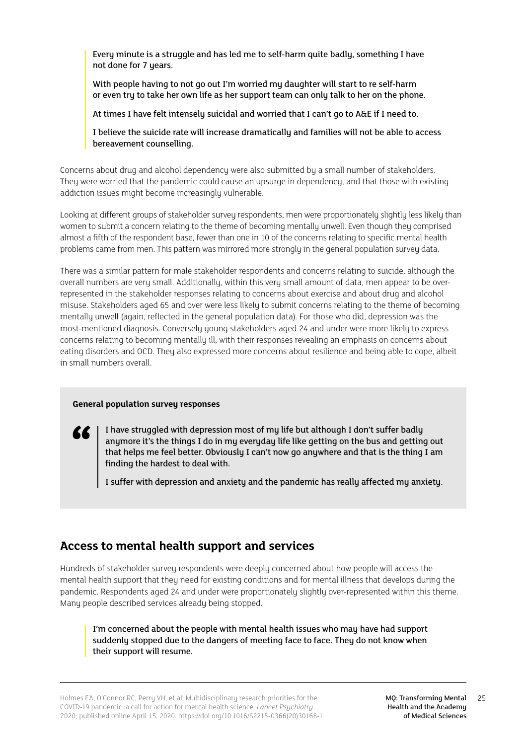> Every minute is a struggle and has led me to self-harm quite badly, something I have not done for 7 years.
>
> With people having to not go out I'm worried my daughter will start to re self-harm or even try to take her own life as her support team can only talk to her on the phone.
>
> At times I have felt intensely suicidal and worried that I can't go to A&E if I need to.
>
> I believe the suicide rate will increase dramatically and families will not be able to access bereavement counselling.

Concerns about drug and alcohol dependency were also submitted by a small number of stakeholders. They were worried that the pandemic could cause an upsurge in dependency, and that those with existing addiction issues might become increasingly vulnerable.

Looking at different groups of stakeholder survey respondents, men were proportionately slightly less likely than women to submit a concern relating to the theme of becoming mentally unwell. Even though they comprised almost a fifth of the respondent base, fewer than one in 10 of the concerns relating to specific mental health problems came from men. This pattern was mirrored more strongly in the general population survey data.

There was a similar pattern for male stakeholder respondents and concerns relating to suicide, although the overall numbers are very small. Additionally, within this very small amount of data, men appear to be over-represented in the stakeholder responses relating to concerns about exercise and about drug and alcohol misuse. Stakeholders aged 65 and over were less likely to submit concerns relating to the theme of becoming mentally unwell (again, reflected in the general population data). For those who did, depression was the most-mentioned diagnosis. Conversely young stakeholders aged 24 and under were more likely to express concerns relating to becoming mentally ill, with their responses revealing an emphasis on concerns about eating disorders and OCD. They also expressed more concerns about resilience and being able to cope, albeit in small numbers overall.

**General population survey responses**

> I have struggled with depression most of my life but although I don't suffer badly anymore it's the things I do in my everyday life like getting on the bus and getting out that helps me feel better. Obviously I can't now go anywhere and that is the thing I am finding the hardest to deal with.
>
> I suffer with depression and anxiety and the pandemic has really affected my anxiety.

## Access to mental health support and services

Hundreds of stakeholder survey respondents were deeply concerned about how people will access the mental health support that they need for existing conditions and for mental illness that develops during the pandemic. Respondents aged 24 and under were proportionately slightly over-represented within this theme. Many people described services already being stopped.

> I'm concerned about the people with mental health issues who may have had support suddenly stopped due to the dangers of meeting face to face. They do not know when their support will resume.

Holmes EA, O'Connor RC, Perry VH, et al. Multidisciplinary research priorities for the COVID-19 pandemic: a call for action for mental health science. *Lancet Psychiatry* 2020; published online April 15, 2020. https://doi.org/10.1016/S2215-0366(20)30168-1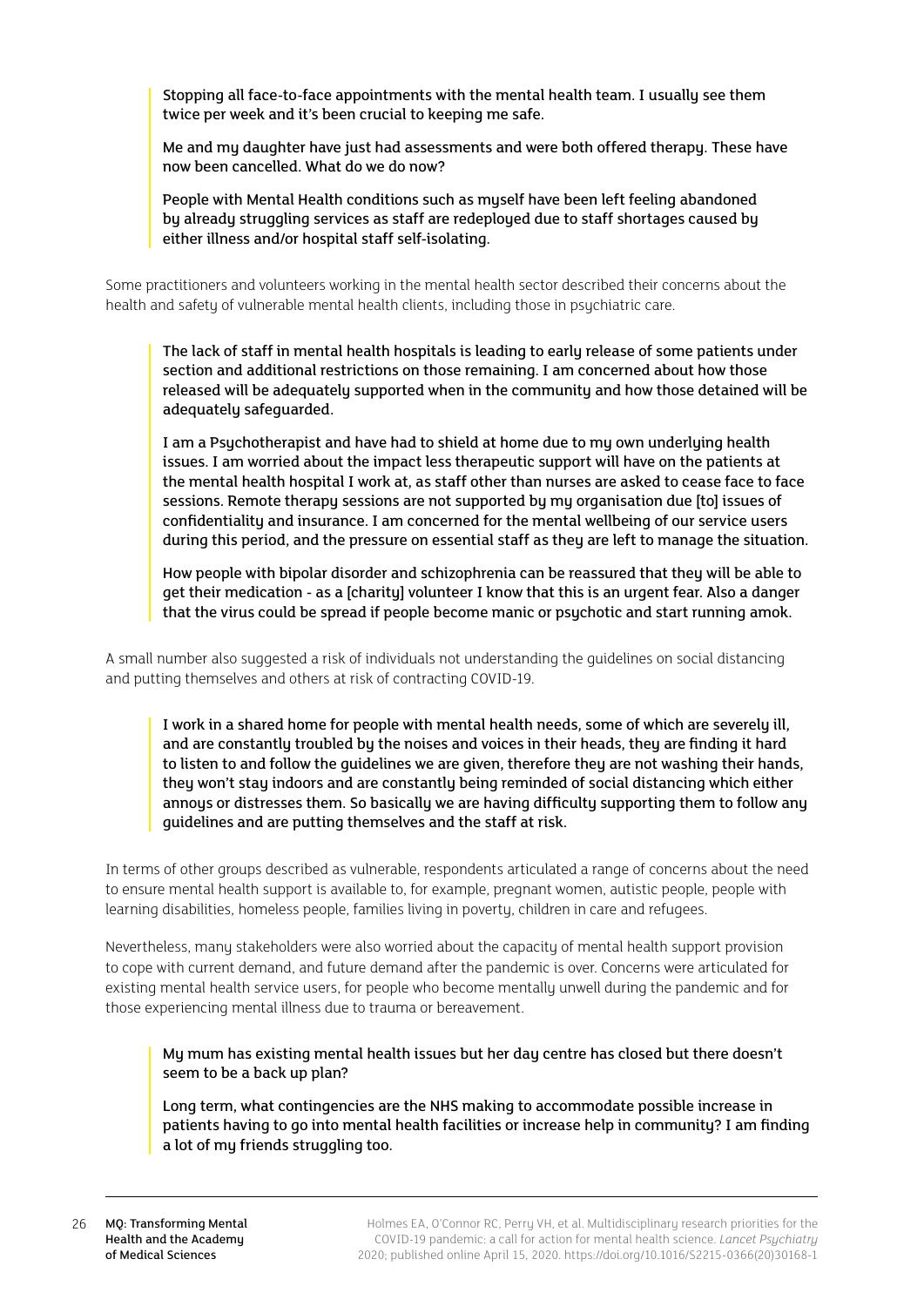> Stopping all face-to-face appointments with the mental health team. I usually see them twice per week and it's been crucial to keeping me safe.
>
> Me and my daughter have just had assessments and were both offered therapy. These have now been cancelled. What do we do now?
>
> People with Mental Health conditions such as myself have been left feeling abandoned by already struggling services as staff are redeployed due to staff shortages caused by either illness and/or hospital staff self-isolating.

Some practitioners and volunteers working in the mental health sector described their concerns about the health and safety of vulnerable mental health clients, including those in psychiatric care.

> The lack of staff in mental health hospitals is leading to early release of some patients under section and additional restrictions on those remaining. I am concerned about how those released will be adequately supported when in the community and how those detained will be adequately safeguarded.
>
> I am a Psychotherapist and have had to shield at home due to my own underlying health issues. I am worried about the impact less therapeutic support will have on the patients at the mental health hospital I work at, as staff other than nurses are asked to cease face to face sessions. Remote therapy sessions are not supported by my organisation due [to] issues of confidentiality and insurance. I am concerned for the mental wellbeing of our service users during this period, and the pressure on essential staff as they are left to manage the situation.
>
> How people with bipolar disorder and schizophrenia can be reassured that they will be able to get their medication - as a [charity] volunteer I know that this is an urgent fear. Also a danger that the virus could be spread if people become manic or psychotic and start running amok.

A small number also suggested a risk of individuals not understanding the guidelines on social distancing and putting themselves and others at risk of contracting COVID-19.

> I work in a shared home for people with mental health needs, some of which are severely ill, and are constantly troubled by the noises and voices in their heads, they are finding it hard to listen to and follow the guidelines we are given, therefore they are not washing their hands, they won't stay indoors and are constantly being reminded of social distancing which either annoys or distresses them. So basically we are having difficulty supporting them to follow any guidelines and are putting themselves and the staff at risk.

In terms of other groups described as vulnerable, respondents articulated a range of concerns about the need to ensure mental health support is available to, for example, pregnant women, autistic people, people with learning disabilities, homeless people, families living in poverty, children in care and refugees.

Nevertheless, many stakeholders were also worried about the capacity of mental health support provision to cope with current demand, and future demand after the pandemic is over. Concerns were articulated for existing mental health service users, for people who become mentally unwell during the pandemic and for those experiencing mental illness due to trauma or bereavement.

> My mum has existing mental health issues but her day centre has closed but there doesn't seem to be a back up plan?
>
> Long term, what contingencies are the NHS making to accommodate possible increase in patients having to go into mental health facilities or increase help in community? I am finding a lot of my friends struggling too.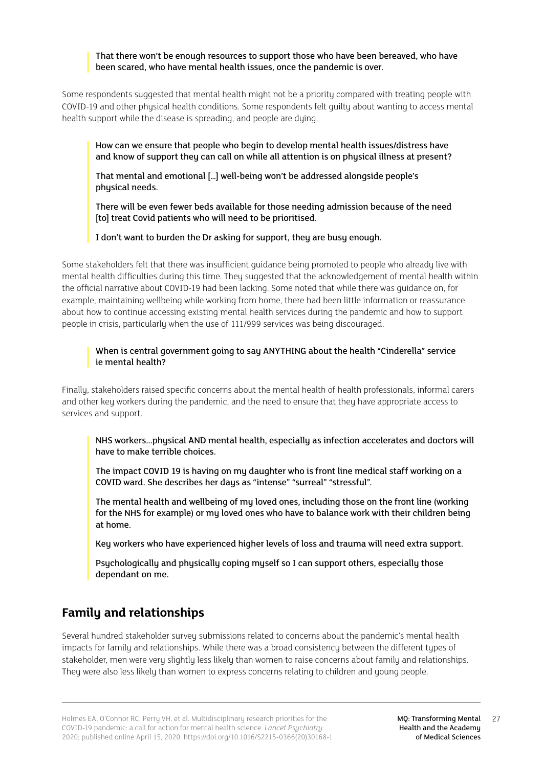> That there won't be enough resources to support those who have been bereaved, who have been scared, who have mental health issues, once the pandemic is over.

Some respondents suggested that mental health might not be a priority compared with treating people with COVID-19 and other physical health conditions. Some respondents felt guilty about wanting to access mental health support while the disease is spreading, and people are dying.

> How can we ensure that people who begin to develop mental health issues/distress have and know of support they can call on while all attention is on physical illness at present?
>
> That mental and emotional […] well-being won't be addressed alongside people's physical needs.
>
> There will be even fewer beds available for those needing admission because of the need [to] treat Covid patients who will need to be prioritised.
>
> I don't want to burden the Dr asking for support, they are busy enough.

Some stakeholders felt that there was insufficient guidance being promoted to people who already live with mental health difficulties during this time. They suggested that the acknowledgement of mental health within the official narrative about COVID-19 had been lacking. Some noted that while there was guidance on, for example, maintaining wellbeing while working from home, there had been little information or reassurance about how to continue accessing existing mental health services during the pandemic and how to support people in crisis, particularly when the use of 111/999 services was being discouraged.

> When is central government going to say ANYTHING about the health "Cinderella" service ie mental health?

Finally, stakeholders raised specific concerns about the mental health of health professionals, informal carers and other key workers during the pandemic, and the need to ensure that they have appropriate access to services and support.

> NHS workers…physical AND mental health, especially as infection accelerates and doctors will have to make terrible choices.
>
> The impact COVID 19 is having on my daughter who is front line medical staff working on a COVID ward. She describes her days as "intense" "surreal" "stressful".
>
> The mental health and wellbeing of my loved ones, including those on the front line (working for the NHS for example) or my loved ones who have to balance work with their children being at home.
>
> Key workers who have experienced higher levels of loss and trauma will need extra support.
>
> Psychologically and physically coping myself so I can support others, especially those dependant on me.

## Family and relationships

Several hundred stakeholder survey submissions related to concerns about the pandemic's mental health impacts for family and relationships. While there was a broad consistency between the different types of stakeholder, men were very slightly less likely than women to raise concerns about family and relationships. They were also less likely than women to express concerns relating to children and young people.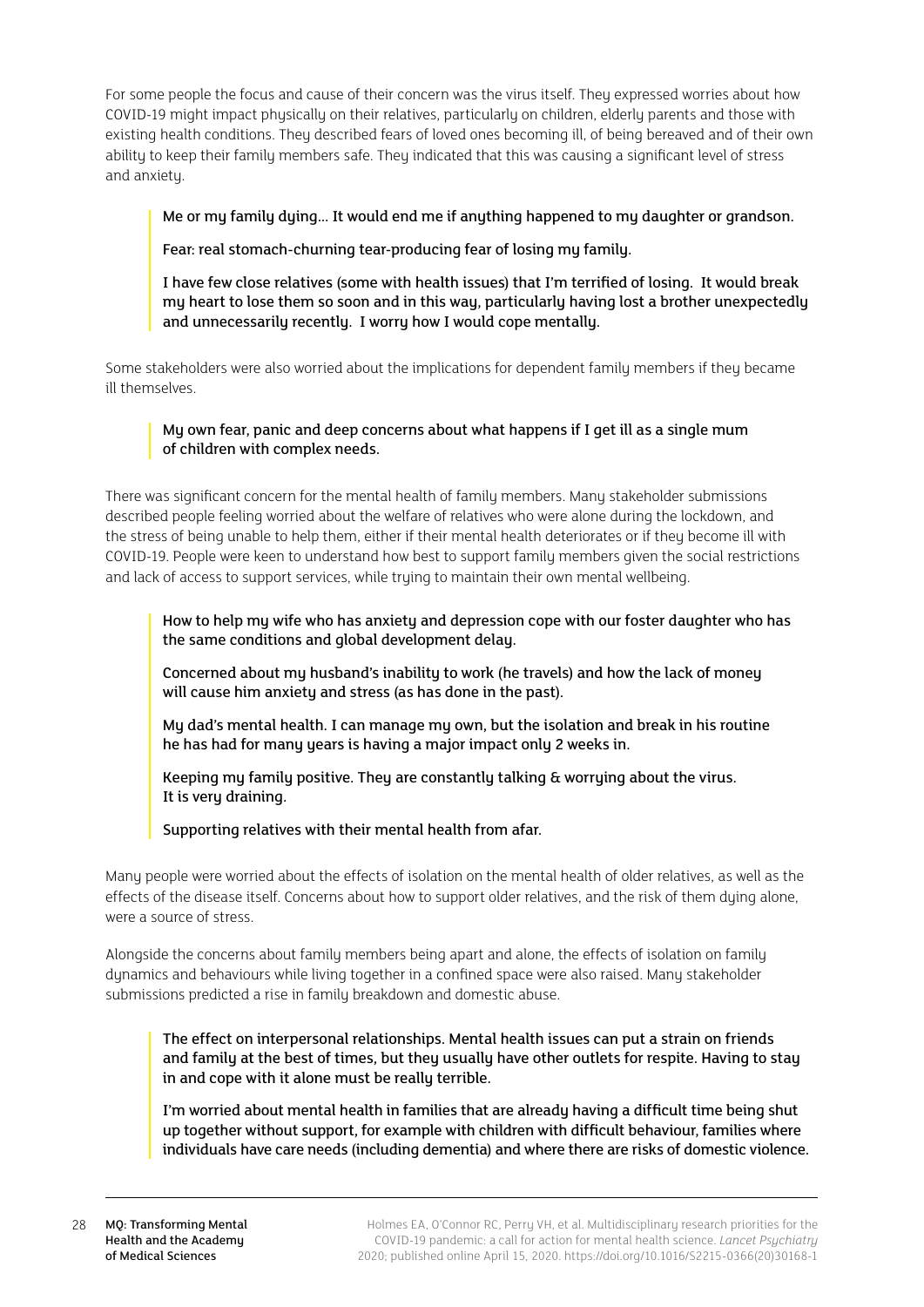For some people the focus and cause of their concern was the virus itself. They expressed worries about how COVID-19 might impact physically on their relatives, particularly on children, elderly parents and those with existing health conditions. They described fears of loved ones becoming ill, of being bereaved and of their own ability to keep their family members safe. They indicated that this was causing a significant level of stress and anxiety.

> Me or my family dying… It would end me if anything happened to my daughter or grandson.
>
> Fear: real stomach-churning tear-producing fear of losing my family.
>
> I have few close relatives (some with health issues) that I'm terrified of losing. It would break my heart to lose them so soon and in this way, particularly having lost a brother unexpectedly and unnecessarily recently. I worry how I would cope mentally.

Some stakeholders were also worried about the implications for dependent family members if they became ill themselves.

> My own fear, panic and deep concerns about what happens if I get ill as a single mum of children with complex needs.

There was significant concern for the mental health of family members. Many stakeholder submissions described people feeling worried about the welfare of relatives who were alone during the lockdown, and the stress of being unable to help them, either if their mental health deteriorates or if they become ill with COVID-19. People were keen to understand how best to support family members given the social restrictions and lack of access to support services, while trying to maintain their own mental wellbeing.

> How to help my wife who has anxiety and depression cope with our foster daughter who has the same conditions and global development delay.
>
> Concerned about my husband's inability to work (he travels) and how the lack of money will cause him anxiety and stress (as has done in the past).
>
> My dad's mental health. I can manage my own, but the isolation and break in his routine he has had for many years is having a major impact only 2 weeks in.
>
> Keeping my family positive. They are constantly talking & worrying about the virus. It is very draining.
>
> Supporting relatives with their mental health from afar.

Many people were worried about the effects of isolation on the mental health of older relatives, as well as the effects of the disease itself. Concerns about how to support older relatives, and the risk of them dying alone, were a source of stress.

Alongside the concerns about family members being apart and alone, the effects of isolation on family dynamics and behaviours while living together in a confined space were also raised. Many stakeholder submissions predicted a rise in family breakdown and domestic abuse.

> The effect on interpersonal relationships. Mental health issues can put a strain on friends and family at the best of times, but they usually have other outlets for respite. Having to stay in and cope with it alone must be really terrible.
>
> I'm worried about mental health in families that are already having a difficult time being shut up together without support, for example with children with difficult behaviour, families where individuals have care needs (including dementia) and where there are risks of domestic violence.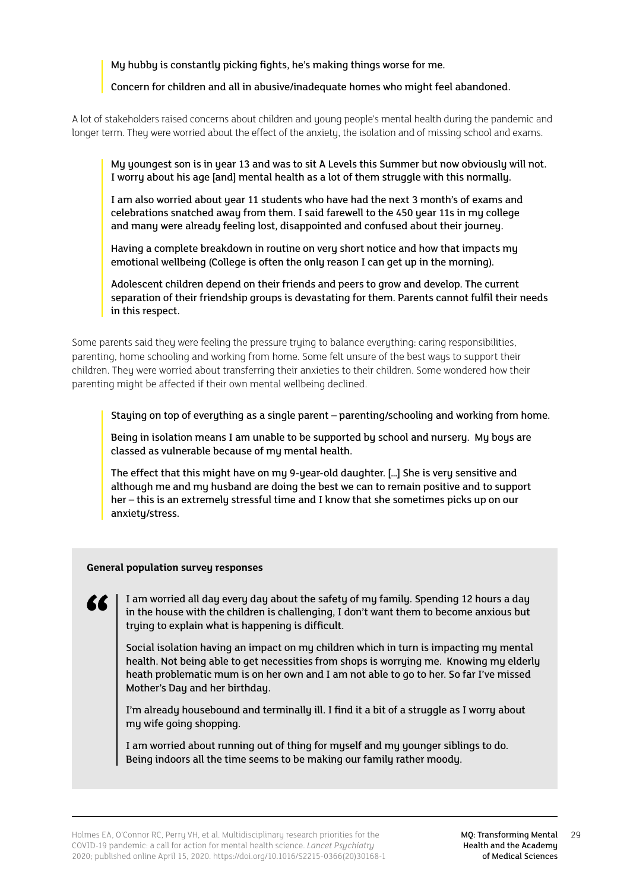> My hubby is constantly picking fights, he's making things worse for me.
>
> Concern for children and all in abusive/inadequate homes who might feel abandoned.

A lot of stakeholders raised concerns about children and young people's mental health during the pandemic and longer term. They were worried about the effect of the anxiety, the isolation and of missing school and exams.

> My youngest son is in year 13 and was to sit A Levels this Summer but now obviously will not. I worry about his age [and] mental health as a lot of them struggle with this normally.
>
> I am also worried about year 11 students who have had the next 3 month's of exams and celebrations snatched away from them. I said farewell to the 450 year 11s in my college and many were already feeling lost, disappointed and confused about their journey.
>
> Having a complete breakdown in routine on very short notice and how that impacts my emotional wellbeing (College is often the only reason I can get up in the morning).
>
> Adolescent children depend on their friends and peers to grow and develop. The current separation of their friendship groups is devastating for them. Parents cannot fulfil their needs in this respect.

Some parents said they were feeling the pressure trying to balance everything: caring responsibilities, parenting, home schooling and working from home. Some felt unsure of the best ways to support their children. They were worried about transferring their anxieties to their children. Some wondered how their parenting might be affected if their own mental wellbeing declined.

> Staying on top of everything as a single parent – parenting/schooling and working from home.
>
> Being in isolation means I am unable to be supported by school and nursery. My boys are classed as vulnerable because of my mental health.
>
> The effect that this might have on my 9-year-old daughter. [...] She is very sensitive and although me and my husband are doing the best we can to remain positive and to support her – this is an extremely stressful time and I know that she sometimes picks up on our anxiety/stress.

**General population survey responses**

> I am worried all day every day about the safety of my family. Spending 12 hours a day in the house with the children is challenging, I don't want them to become anxious but trying to explain what is happening is difficult.
>
> Social isolation having an impact on my children which in turn is impacting my mental health. Not being able to get necessities from shops is worrying me. Knowing my elderly heath problematic mum is on her own and I am not able to go to her. So far I've missed Mother's Day and her birthday.
>
> I'm already housebound and terminally ill. I find it a bit of a struggle as I worry about my wife going shopping.
>
> I am worried about running out of thing for myself and my younger siblings to do. Being indoors all the time seems to be making our family rather moody.

Holmes EA, O'Connor RC, Perry VH, et al. Multidisciplinary research priorities for the COVID-19 pandemic: a call for action for mental health science. *Lancet Psychiatry* 2020; published online April 15, 2020. https://doi.org/10.1016/S2215-0366(20)30168-1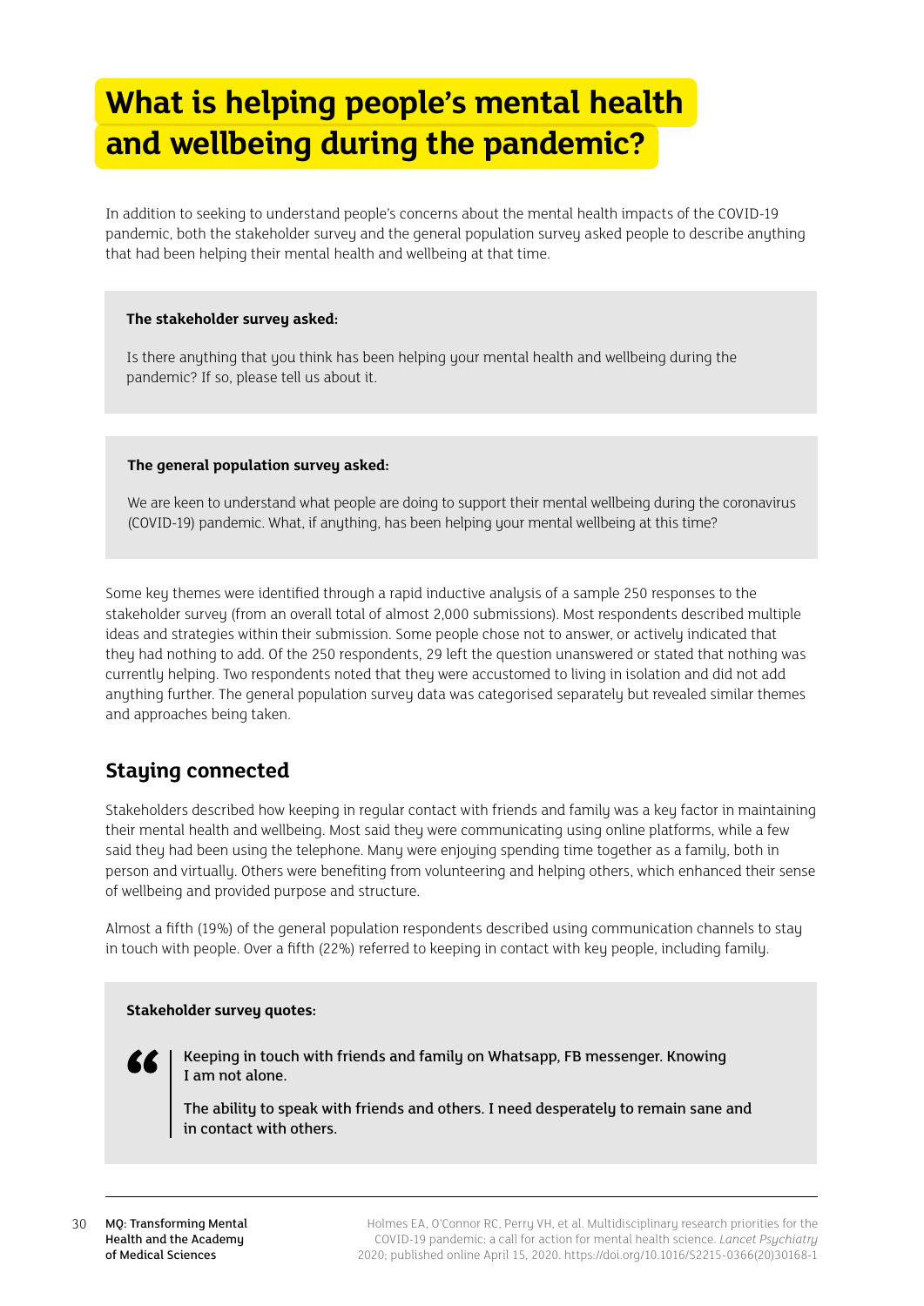# What is helping people's mental health and wellbeing during the pandemic?

In addition to seeking to understand people's concerns about the mental health impacts of the COVID-19 pandemic, both the stakeholder survey and the general population survey asked people to describe anything that had been helping their mental health and wellbeing at that time.

**The stakeholder survey asked:**

Is there anything that you think has been helping your mental health and wellbeing during the pandemic? If so, please tell us about it.

**The general population survey asked:**

We are keen to understand what people are doing to support their mental wellbeing during the coronavirus (COVID-19) pandemic. What, if anything, has been helping your mental wellbeing at this time?

Some key themes were identified through a rapid inductive analysis of a sample 250 responses to the stakeholder survey (from an overall total of almost 2,000 submissions). Most respondents described multiple ideas and strategies within their submission. Some people chose not to answer, or actively indicated that they had nothing to add. Of the 250 respondents, 29 left the question unanswered or stated that nothing was currently helping. Two respondents noted that they were accustomed to living in isolation and did not add anything further. The general population survey data was categorised separately but revealed similar themes and approaches being taken.

## Staying connected

Stakeholders described how keeping in regular contact with friends and family was a key factor in maintaining their mental health and wellbeing. Most said they were communicating using online platforms, while a few said they had been using the telephone. Many were enjoying spending time together as a family, both in person and virtually. Others were benefiting from volunteering and helping others, which enhanced their sense of wellbeing and provided purpose and structure.

Almost a fifth (19%) of the general population respondents described using communication channels to stay in touch with people. Over a fifth (22%) referred to keeping in contact with key people, including family.

**Stakeholder survey quotes:**

> Keeping in touch with friends and family on Whatsapp, FB messenger. Knowing I am not alone.
>
> The ability to speak with friends and others. I need desperately to remain sane and in contact with others.

Holmes EA, O'Connor RC, Perry VH, et al. Multidisciplinary research priorities for the COVID-19 pandemic: a call for action for mental health science. *Lancet Psychiatry* 2020; published online April 15, 2020. https://doi.org/10.1016/S2215-0366(20)30168-1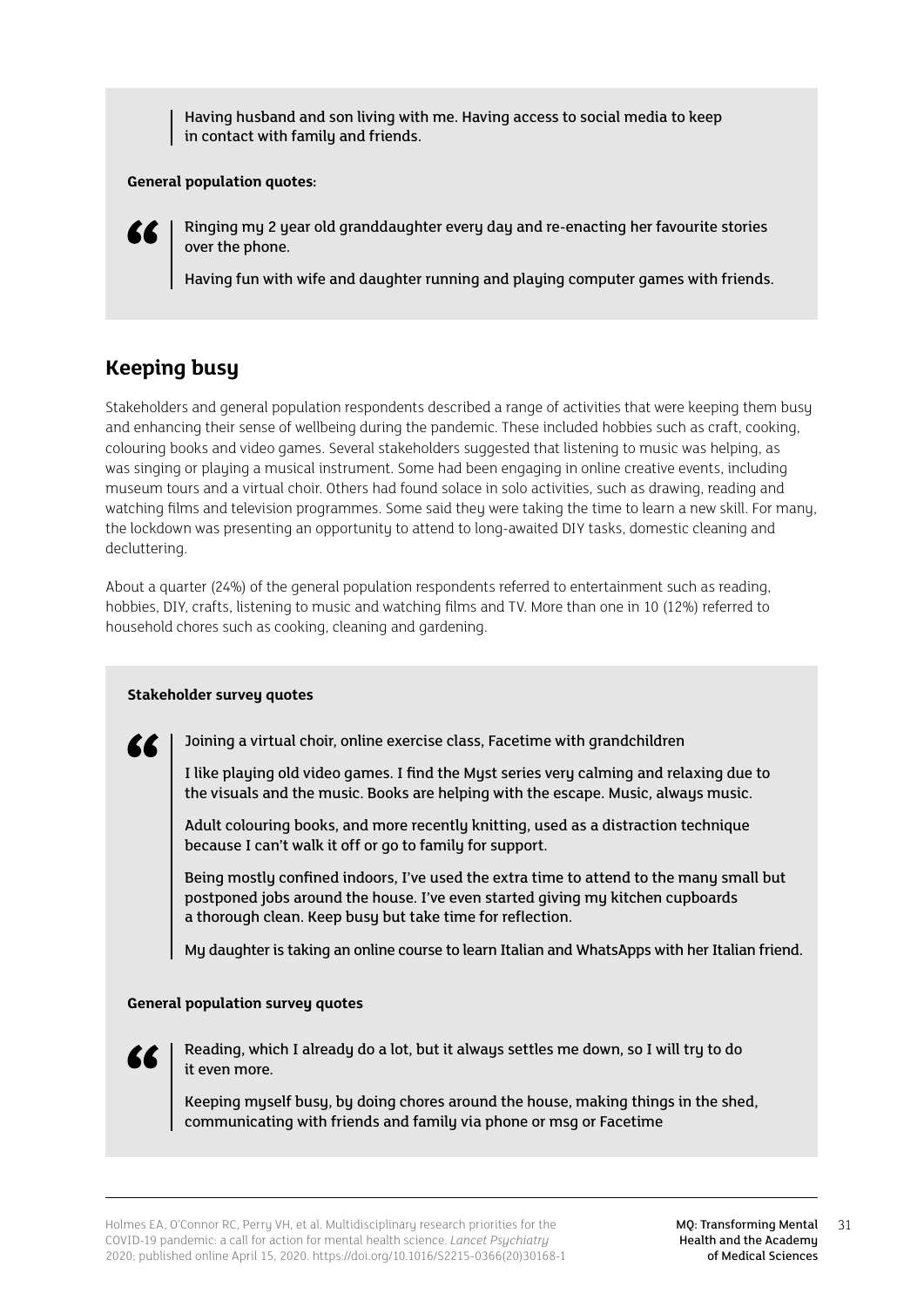> Having husband and son living with me. Having access to social media to keep in contact with family and friends.

**General population quotes:**

> Ringing my 2 year old granddaughter every day and re-enacting her favourite stories over the phone.
>
> Having fun with wife and daughter running and playing computer games with friends.

## Keeping busy

Stakeholders and general population respondents described a range of activities that were keeping them busy and enhancing their sense of wellbeing during the pandemic. These included hobbies such as craft, cooking, colouring books and video games. Several stakeholders suggested that listening to music was helping, as was singing or playing a musical instrument. Some had been engaging in online creative events, including museum tours and a virtual choir. Others had found solace in solo activities, such as drawing, reading and watching films and television programmes. Some said they were taking the time to learn a new skill. For many, the lockdown was presenting an opportunity to attend to long-awaited DIY tasks, domestic cleaning and decluttering.

About a quarter (24%) of the general population respondents referred to entertainment such as reading, hobbies, DIY, crafts, listening to music and watching films and TV. More than one in 10 (12%) referred to household chores such as cooking, cleaning and gardening.

**Stakeholder survey quotes**

> Joining a virtual choir, online exercise class, Facetime with grandchildren
>
> I like playing old video games. I find the Myst series very calming and relaxing due to the visuals and the music. Books are helping with the escape. Music, always music.
>
> Adult colouring books, and more recently knitting, used as a distraction technique because I can't walk it off or go to family for support.
>
> Being mostly confined indoors, I've used the extra time to attend to the many small but postponed jobs around the house. I've even started giving my kitchen cupboards a thorough clean. Keep busy but take time for reflection.
>
> My daughter is taking an online course to learn Italian and WhatsApps with her Italian friend.

**General population survey quotes**

> Reading, which I already do a lot, but it always settles me down, so I will try to do it even more.
>
> Keeping myself busy, by doing chores around the house, making things in the shed, communicating with friends and family via phone or msg or Facetime

Holmes EA, O'Connor RC, Perry VH, et al. Multidisciplinary research priorities for the COVID-19 pandemic: a call for action for mental health science. *Lancet Psychiatry* 2020; published online April 15, 2020. https://doi.org/10.1016/S2215-0366(20)30168-1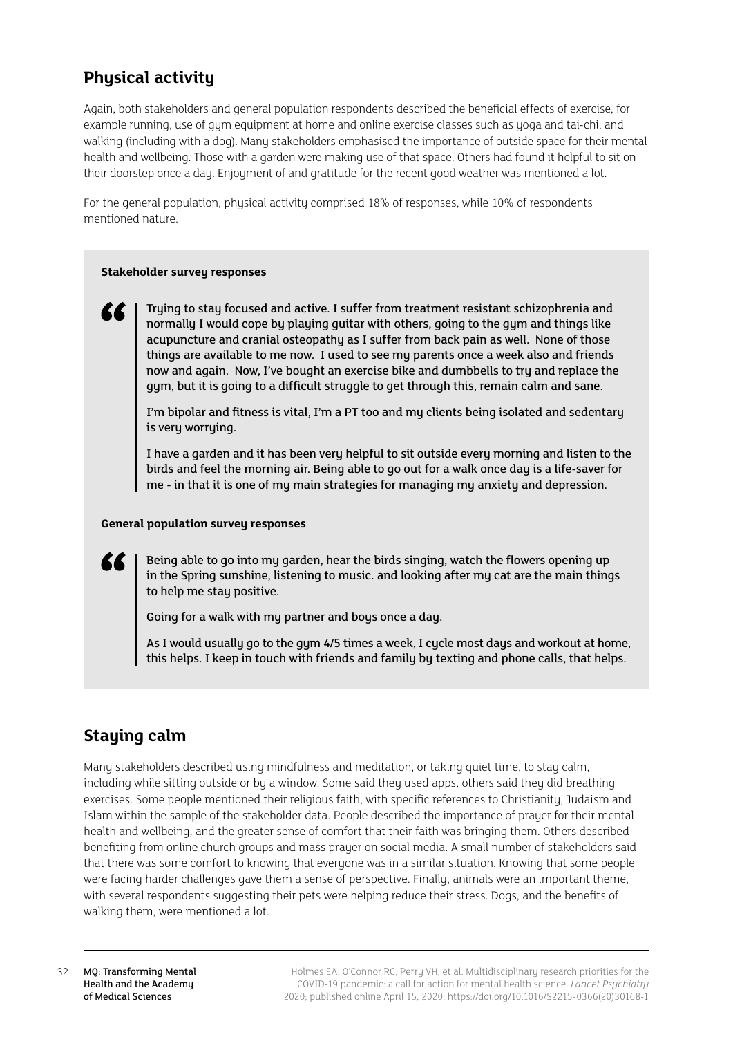## Physical activity

Again, both stakeholders and general population respondents described the beneficial effects of exercise, for example running, use of gym equipment at home and online exercise classes such as yoga and tai-chi, and walking (including with a dog). Many stakeholders emphasised the importance of outside space for their mental health and wellbeing. Those with a garden were making use of that space. Others had found it helpful to sit on their doorstep once a day. Enjoyment of and gratitude for the recent good weather was mentioned a lot.

For the general population, physical activity comprised 18% of responses, while 10% of respondents mentioned nature.

**Stakeholder survey responses**

> Trying to stay focused and active. I suffer from treatment resistant schizophrenia and normally I would cope by playing guitar with others, going to the gym and things like acupuncture and cranial osteopathy as I suffer from back pain as well. None of those things are available to me now. I used to see my parents once a week also and friends now and again. Now, I've bought an exercise bike and dumbbells to try and replace the gym, but it is going to a difficult struggle to get through this, remain calm and sane.
>
> I'm bipolar and fitness is vital, I'm a PT too and my clients being isolated and sedentary is very worrying.
>
> I have a garden and it has been very helpful to sit outside every morning and listen to the birds and feel the morning air. Being able to go out for a walk once day is a life-saver for me - in that it is one of my main strategies for managing my anxiety and depression.

**General population survey responses**

> Being able to go into my garden, hear the birds singing, watch the flowers opening up in the Spring sunshine, listening to music. and looking after my cat are the main things to help me stay positive.
>
> Going for a walk with my partner and boys once a day.
>
> As I would usually go to the gym 4/5 times a week, I cycle most days and workout at home, this helps. I keep in touch with friends and family by texting and phone calls, that helps.

## Staying calm

Many stakeholders described using mindfulness and meditation, or taking quiet time, to stay calm, including while sitting outside or by a window. Some said they used apps, others said they did breathing exercises. Some people mentioned their religious faith, with specific references to Christianity, Judaism and Islam within the sample of the stakeholder data. People described the importance of prayer for their mental health and wellbeing, and the greater sense of comfort that their faith was bringing them. Others described benefiting from online church groups and mass prayer on social media. A small number of stakeholders said that there was some comfort to knowing that everyone was in a similar situation. Knowing that some people were facing harder challenges gave them a sense of perspective. Finally, animals were an important theme, with several respondents suggesting their pets were helping reduce their stress. Dogs, and the benefits of walking them, were mentioned a lot.

Holmes EA, O'Connor RC, Perry VH, et al. Multidisciplinary research priorities for the COVID-19 pandemic: a call for action for mental health science. *Lancet Psychiatry* 2020; published online April 15, 2020. https://doi.org/10.1016/S2215-0366(20)30168-1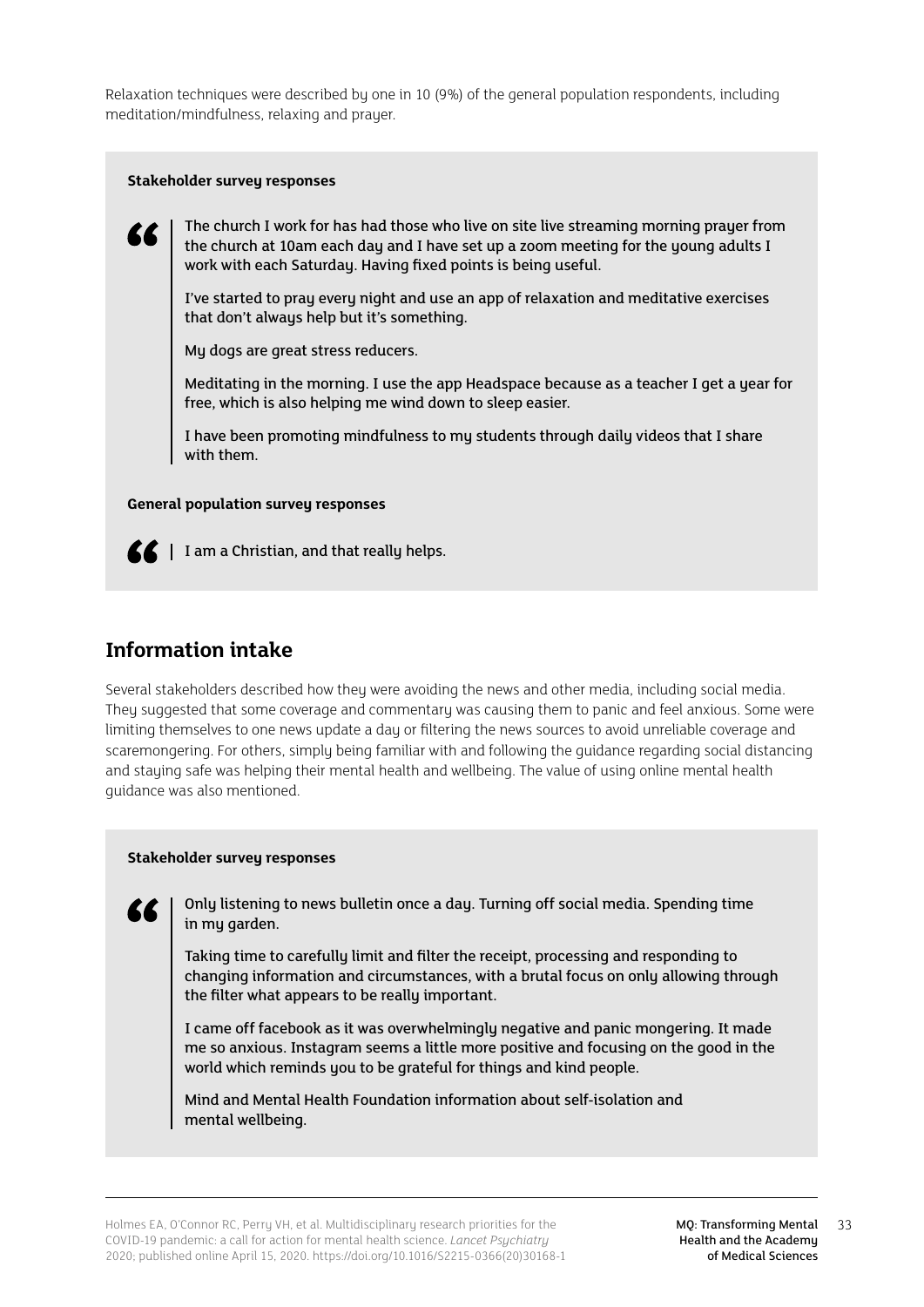Relaxation techniques were described by one in 10 (9%) of the general population respondents, including meditation/mindfulness, relaxing and prayer.

**Stakeholder survey responses**

> The church I work for has had those who live on site live streaming morning prayer from the church at 10am each day and I have set up a zoom meeting for the young adults I work with each Saturday. Having fixed points is being useful.
>
> I've started to pray every night and use an app of relaxation and meditative exercises that don't always help but it's something.
>
> My dogs are great stress reducers.
>
> Meditating in the morning. I use the app Headspace because as a teacher I get a year for free, which is also helping me wind down to sleep easier.
>
> I have been promoting mindfulness to my students through daily videos that I share with them.

**General population survey responses**

> I am a Christian, and that really helps.

## Information intake

Several stakeholders described how they were avoiding the news and other media, including social media. They suggested that some coverage and commentary was causing them to panic and feel anxious. Some were limiting themselves to one news update a day or filtering the news sources to avoid unreliable coverage and scaremongering. For others, simply being familiar with and following the guidance regarding social distancing and staying safe was helping their mental health and wellbeing. The value of using online mental health guidance was also mentioned.

**Stakeholder survey responses**

> Only listening to news bulletin once a day. Turning off social media. Spending time in my garden.
>
> Taking time to carefully limit and filter the receipt, processing and responding to changing information and circumstances, with a brutal focus on only allowing through the filter what appears to be really important.
>
> I came off facebook as it was overwhelmingly negative and panic mongering. It made me so anxious. Instagram seems a little more positive and focusing on the good in the world which reminds you to be grateful for things and kind people.
>
> Mind and Mental Health Foundation information about self-isolation and mental wellbeing.

Holmes EA, O'Connor RC, Perry VH, et al. Multidisciplinary research priorities for the COVID-19 pandemic: a call for action for mental health science. *Lancet Psychiatry* 2020; published online April 15, 2020. https://doi.org/10.1016/S2215-0366(20)30168-1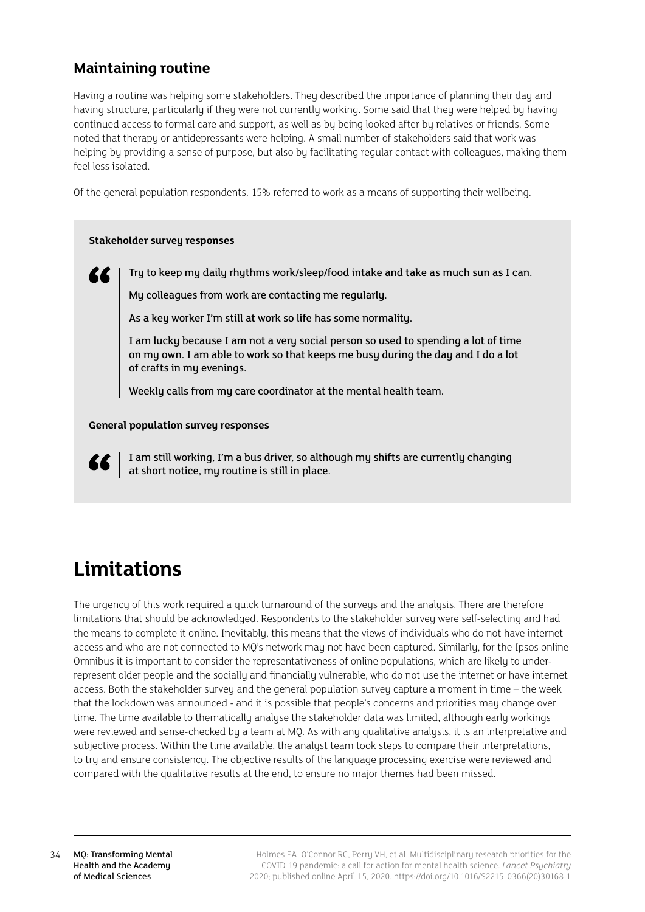## Maintaining routine

Having a routine was helping some stakeholders. They described the importance of planning their day and having structure, particularly if they were not currently working. Some said that they were helped by having continued access to formal care and support, as well as by being looked after by relatives or friends. Some noted that therapy or antidepressants were helping. A small number of stakeholders said that work was helping by providing a sense of purpose, but also by facilitating regular contact with colleagues, making them feel less isolated.

Of the general population respondents, 15% referred to work as a means of supporting their wellbeing.

**Stakeholder survey responses**

> Try to keep my daily rhythms work/sleep/food intake and take as much sun as I can.
>
> My colleagues from work are contacting me regularly.
>
> As a key worker I'm still at work so life has some normality.
>
> I am lucky because I am not a very social person so used to spending a lot of time on my own. I am able to work so that keeps me busy during the day and I do a lot of crafts in my evenings.
>
> Weekly calls from my care coordinator at the mental health team.

**General population survey responses**

> I am still working, I'm a bus driver, so although my shifts are currently changing at short notice, my routine is still in place.

# Limitations

The urgency of this work required a quick turnaround of the surveys and the analysis. There are therefore limitations that should be acknowledged. Respondents to the stakeholder survey were self-selecting and had the means to complete it online. Inevitably, this means that the views of individuals who do not have internet access and who are not connected to MQ's network may not have been captured. Similarly, for the Ipsos online Omnibus it is important to consider the representativeness of online populations, which are likely to under-represent older people and the socially and financially vulnerable, who do not use the internet or have internet access. Both the stakeholder survey and the general population survey capture a moment in time – the week that the lockdown was announced - and it is possible that people's concerns and priorities may change over time. The time available to thematically analyse the stakeholder data was limited, although early workings were reviewed and sense-checked by a team at MQ. As with any qualitative analysis, it is an interpretative and subjective process. Within the time available, the analyst team took steps to compare their interpretations, to try and ensure consistency. The objective results of the language processing exercise were reviewed and compared with the qualitative results at the end, to ensure no major themes had been missed.

Holmes EA, O'Connor RC, Perry VH, et al. Multidisciplinary research priorities for the COVID-19 pandemic: a call for action for mental health science. *Lancet Psychiatry* 2020; published online April 15, 2020. https://doi.org/10.1016/S2215-0366(20)30168-1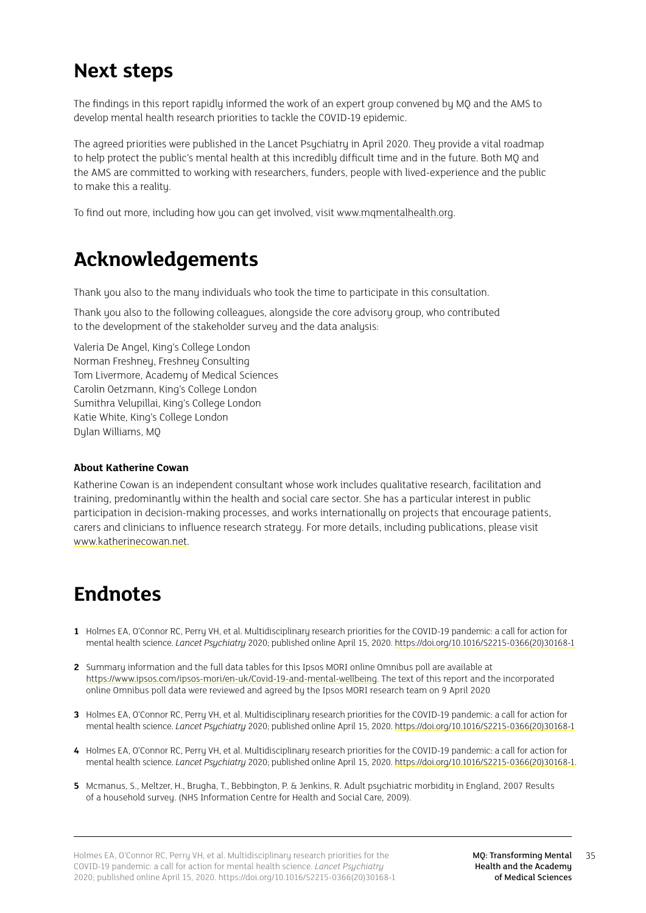## Next steps

The findings in this report rapidly informed the work of an expert group convened by MQ and the AMS to develop mental health research priorities to tackle the COVID-19 epidemic.

The agreed priorities were published in the Lancet Psychiatry in April 2020. They provide a vital roadmap to help protect the public's mental health at this incredibly difficult time and in the future. Both MQ and the AMS are committed to working with researchers, funders, people with lived-experience and the public to make this a reality.

To find out more, including how you can get involved, visit www.mqmentalhealth.org.

## Acknowledgements

Thank you also to the many individuals who took the time to participate in this consultation.

Thank you also to the following colleagues, alongside the core advisory group, who contributed to the development of the stakeholder survey and the data analysis:

Valeria De Angel, King's College London
Norman Freshney, Freshney Consulting
Tom Livermore, Academy of Medical Sciences
Carolin Oetzmann, King's College London
Sumithra Velupillai, King's College London
Katie White, King's College London
Dylan Williams, MQ

**About Katherine Cowan**

Katherine Cowan is an independent consultant whose work includes qualitative research, facilitation and training, predominantly within the health and social care sector. She has a particular interest in public participation in decision-making processes, and works internationally on projects that encourage patients, carers and clinicians to influence research strategy. For more details, including publications, please visit www.katherinecowan.net.

## Endnotes

**1** Holmes EA, O'Connor RC, Perry VH, et al. Multidisciplinary research priorities for the COVID-19 pandemic: a call for action for mental health science. *Lancet Psychiatry* 2020; published online April 15, 2020. https://doi.org/10.1016/S2215-0366(20)30168-1

**2** Summary information and the full data tables for this Ipsos MORI online Omnibus poll are available at https://www.ipsos.com/ipsos-mori/en-uk/Covid-19-and-mental-wellbeing. The text of this report and the incorporated online Omnibus poll data were reviewed and agreed by the Ipsos MORI research team on 9 April 2020

**3** Holmes EA, O'Connor RC, Perry VH, et al. Multidisciplinary research priorities for the COVID-19 pandemic: a call for action for mental health science. *Lancet Psychiatry* 2020; published online April 15, 2020. https://doi.org/10.1016/S2215-0366(20)30168-1

**4** Holmes EA, O'Connor RC, Perry VH, et al. Multidisciplinary research priorities for the COVID-19 pandemic: a call for action for mental health science. *Lancet Psychiatry* 2020; published online April 15, 2020. https://doi.org/10.1016/S2215-0366(20)30168-1.

**5** Mcmanus, S., Meltzer, H., Brugha, T., Bebbington, P. & Jenkins, R. Adult psychiatric morbidity in England, 2007 Results of a household survey. (NHS Information Centre for Health and Social Care, 2009).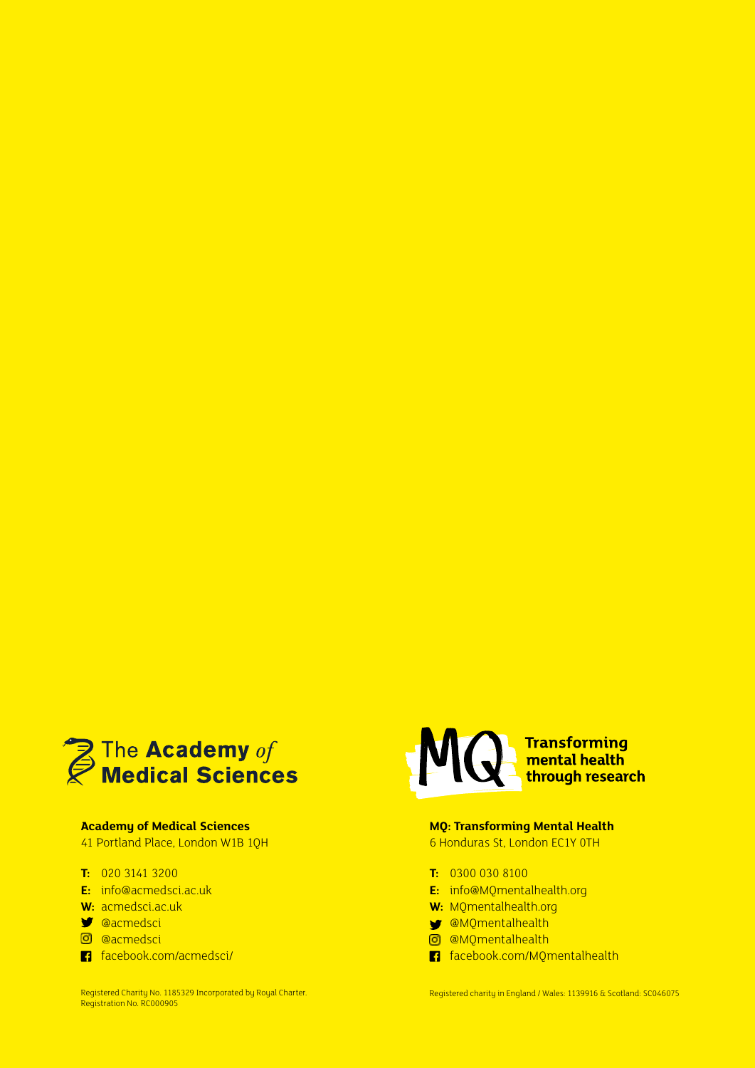The Academy *of* Medical Sciences

**Academy of Medical Sciences**
41 Portland Place, London W1B 1QH

**T:** 020 3141 3200
**E:** info@acmedsci.ac.uk
**W:** acmedsci.ac.uk
@acmedsci
@acmedsci
facebook.com/acmedsci/

Registered Charity No. 1185329 Incorporated by Royal Charter. Registration No. RC000905

MQ Transforming mental health through research

**MQ: Transforming Mental Health**
6 Honduras St, London EC1Y 0TH

**T:** 0300 030 8100
**E:** info@MQmentalhealth.org
**W:** MQmentalhealth.org
@MQmentalhealth
@MQmentalhealth
facebook.com/MQmentalhealth

Registered charity in England / Wales: 1139916 & Scotland: SC046075